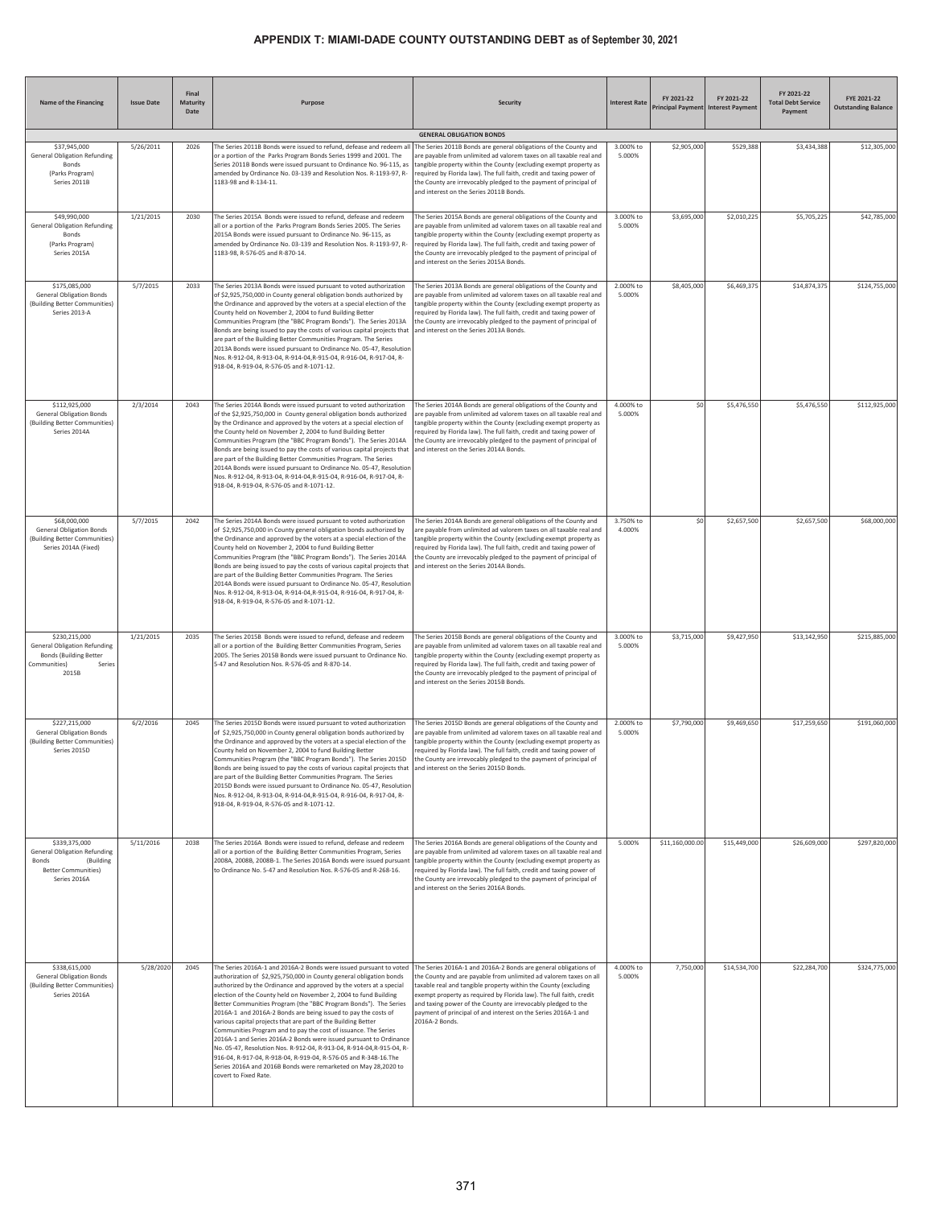# APPENDIX T: MIAMI-DADE COUNTY OUTSTANDING DEBT as of September 30, 2021

| Name of the Financing | Issue Date | Final Maturity Date | Purpose | Security | Interest Rate | FY 2021-22 Principal Payment | FY 2021-22 Interest Payment | FY 2021-22 Total Debt Service Payment | FYE 2021-22 Outstanding Balance |
|---|---|---|---|---|---|---|---|---|---|
| | | | | **GENERAL OBLIGATION BONDS** | | | | | |
| $37,945,000 General Obligation Refunding Bonds (Parks Program) Series 2011B | 5/26/2011 | 2026 | The Series 2011B Bonds were issued to refund, defease and redeem all or a portion of the Parks Program Bonds Series 1999 and 2001. The Series 2011B Bonds were issued pursuant to Ordinance No. 96-115, as amended by Ordinance No. 03-139 and Resolution Nos. R-1193-97, R-1183-98 and R-134-11. | The Series 2011B Bonds are general obligations of the County and are payable from unlimited ad valorem taxes on all taxable real and tangible property within the County (excluding exempt property as required by Florida law). The full faith, credit and taxing power of the County are irrevocably pledged to the payment of principal of and interest on the Series 2011B Bonds. | 3.000% to 5.000% | $2,905,000 | $529,388 | $3,434,388 | $12,305,000 |
| $49,990,000 General Obligation Refunding Bonds (Parks Program) Series 2015A | 1/21/2015 | 2030 | The Series 2015A Bonds were issued to refund, defease and redeem all or a portion of the Parks Program Bonds Series 2005. The Series 2015A Bonds were issued pursuant to Ordinance No. 96-115, as amended by Ordinance No. 03-139 and Resolution Nos. R-1193-97, R-1183-98, R-576-05 and R-870-14. | The Series 2015A Bonds are general obligations of the County and are payable from unlimited ad valorem taxes on all taxable real and tangible property within the County (excluding exempt property as required by Florida law). The full faith, credit and taxing power of the County are irrevocably pledged to the payment of principal of and interest on the Series 2015A Bonds. | 3.000% to 5.000% | $3,695,000 | $2,010,225 | $5,705,225 | $42,785,000 |
| $175,085,000 General Obligation Bonds (Building Better Communities) Series 2013-A | 5/7/2015 | 2033 | The Series 2013A Bonds were issued pursuant to voted authorization of $2,925,750,000 in County general obligation bonds authorized by the Ordinance and approved by the voters at a special election of the County held on November 2, 2004 to fund Building Better Communities Program (the "BBC Program Bonds"). The Series 2013A Bonds are being issued to pay the costs of various capital projects that are part of the Building Better Communities Program. The Series 2013A Bonds were issued pursuant to Ordinance No. 05-47, Resolution Nos. R-912-04, R-913-04, R-914-04,R-915-04, R-916-04, R-917-04, R-918-04, R-919-04, R-576-05 and R-1071-12. | The Series 2013A Bonds are general obligations of the County and are payable from unlimited ad valorem taxes on all taxable real and tangible property within the County (excluding exempt property as required by Florida law). The full faith, credit and taxing power of the County are irrevocably pledged to the payment of principal of and interest on the Series 2013A Bonds. | 2.000% to 5.000% | $8,405,000 | $6,469,375 | $14,874,375 | $124,755,000 |
| $112,925,000 General Obligation Bonds (Building Better Communities) Series 2014A | 2/3/2014 | 2043 | The Series 2014A Bonds were issued pursuant to voted authorization of the $2,925,750,000 in County general obligation bonds authorized by the Ordinance and approved by the voters at a special election of the County held on November 2, 2004 to fund Building Better Communities Program (the "BBC Program Bonds"). The Series 2014A Bonds are being issued to pay the costs of various capital projects that are part of the Building Better Communities Program. The Series 2014A Bonds were issued pursuant to Ordinance No. 05-47, Resolution Nos. R-912-04, R-913-04, R-914-04,R-915-04, R-916-04, R-917-04, R-918-04, R-919-04, R-576-05 and R-1071-12. | The Series 2014A Bonds are general obligations of the County and are payable from unlimited ad valorem taxes on all taxable real and tangible property within the County (excluding exempt property as required by Florida law). The full faith, credit and taxing power of the County are irrevocably pledged to the payment of principal of and interest on the Series 2014A Bonds. | 4.000% to 5.000% | $0 | $5,476,550 | $5,476,550 | $112,925,000 |
| $68,000,000 General Obligation Bonds (Building Better Communities) Series 2014A (Fixed) | 5/7/2015 | 2042 | The Series 2014A Bonds were issued pursuant to voted authorization of $2,925,750,000 in County general obligation bonds authorized by the Ordinance and approved by the voters at a special election of the County held on November 2, 2004 to fund Building Better Communities Program (the "BBC Program Bonds"). The Series 2014A Bonds are being issued to pay the costs of various capital projects that are part of the Building Better Communities Program. The Series 2014A Bonds were issued pursuant to Ordinance No. 05-47, Resolution Nos. R-912-04, R-913-04, R-914-04,R-915-04, R-916-04, R-917-04, R-918-04, R-919-04, R-576-05 and R-1071-12. | The Series 2014A Bonds are general obligations of the County and are payable from unlimited ad valorem taxes on all taxable real and tangible property within the County (excluding exempt property as required by Florida law). The full faith, credit and taxing power of the County are irrevocably pledged to the payment of principal of and interest on the Series 2014A Bonds. | 3.750% to 4.000% | $0 | $2,657,500 | $2,657,500 | $68,000,000 |
| $230,215,000 General Obligation Refunding Bonds (Building Better Communities) Series 2015B | 1/21/2015 | 2035 | The Series 2015B Bonds were issued to refund, defease and redeem all or a portion of the Building Better Communities Program, Series 2005. The Series 2015B Bonds were issued pursuant to Ordinance No. 5-47 and Resolution Nos. R-576-05 and R-870-14. | The Series 2015B Bonds are general obligations of the County and are payable from unlimited ad valorem taxes on all taxable real and tangible property within the County (excluding exempt property as required by Florida law). The full faith, credit and taxing power of the County are irrevocably pledged to the payment of principal of and interest on the Series 2015B Bonds. | 3.000% to 5.000% | $3,715,000 | $9,427,950 | $13,142,950 | $215,885,000 |
| $227,215,000 General Obligation Bonds (Building Better Communities) Series 2015D | 6/2/2016 | 2045 | The Series 2015D Bonds were issued pursuant to voted authorization of $2,925,750,000 in County general obligation bonds authorized by the Ordinance and approved by the voters at a special election of the County held on November 2, 2004 to fund Building Better Communities Program (the "BBC Program Bonds"). The Series 2015D Bonds are being issued to pay the costs of various capital projects that are part of the Building Better Communities Program. The Series 2015D Bonds were issued pursuant to Ordinance No. 05-47, Resolution Nos. R-912-04, R-913-04, R-914-04,R-915-04, R-916-04, R-917-04, R-918-04, R-919-04, R-576-05 and R-1071-12. | The Series 2015D Bonds are general obligations of the County and are payable from unlimited ad valorem taxes on all taxable real and tangible property within the County (excluding exempt property as required by Florida law). The full faith, credit and taxing power of the County are irrevocably pledged to the payment of principal of and interest on the Series 2015D Bonds. | 2.000% to 5.000% | $7,790,000 | $9,469,650 | $17,259,650 | $191,060,000 |
| $339,375,000 General Obligation Refunding Bonds (Building Better Communities) Series 2016A | 5/11/2016 | 2038 | The Series 2016A Bonds were issued to refund, defease and redeem all or a portion of the Building Better Communities Program, Series 2008A, 2008B, 2008B-1. The Series 2016A Bonds were issued pursuant to Ordinance No. 5-47 and Resolution Nos. R-576-05 and R-268-16. | The Series 2016A Bonds are general obligations of the County and are payable from unlimited ad valorem taxes on all taxable real and tangible property within the County (excluding exempt property as required by Florida law). The full faith, credit and taxing power of the County are irrevocably pledged to the payment of principal of and interest on the Series 2016A Bonds. | 5.000% | $11,160,000.00 | $15,449,000 | $26,609,000 | $297,820,000 |
| $338,615,000 General Obligation Bonds (Building Better Communities) Series 2016A | 5/28/2020 | 2045 | The Series 2016A-1 and 2016A-2 Bonds were issued pursuant to voted authorization of $2,925,750,000 in County general obligation bonds authorized by the Ordinance and approved by the voters at a special election of the County held on November 2, 2004 to fund Building Better Communities Program (the "BBC Program Bonds"). The Series 2016A-1 and 2016A-2 Bonds are being issued to pay the costs of various capital projects that are part of the Building Better Communities Program and to pay the cost of issuance. The Series 2016A-1 and Series 2016A-2 Bonds were issued pursuant to Ordinance No. 05-47, Resolution Nos. R-912-04, R-913-04, R-914-04,R-915-04, R-916-04, R-917-04, R-918-04, R-919-04, R-576-05 and R-348-16.The Series 2016A and 2016B Bonds were remarketed on May 28,2020 to covert to Fixed Rate. | The Series 2016A-1 and 2016A-2 Bonds are general obligations of the County and are payable from unlimited ad valorem taxes on all taxable real and tangible property within the County (excluding exempt property as required by Florida law). The full faith, credit and taxing power of the County are irrevocably pledged to the payment of principal of and interest on the Series 2016A-1 and 2016A-2 Bonds. | 4.000% to 5.000% | 7,750,000 | $14,534,700 | $22,284,700 | $324,775,000 |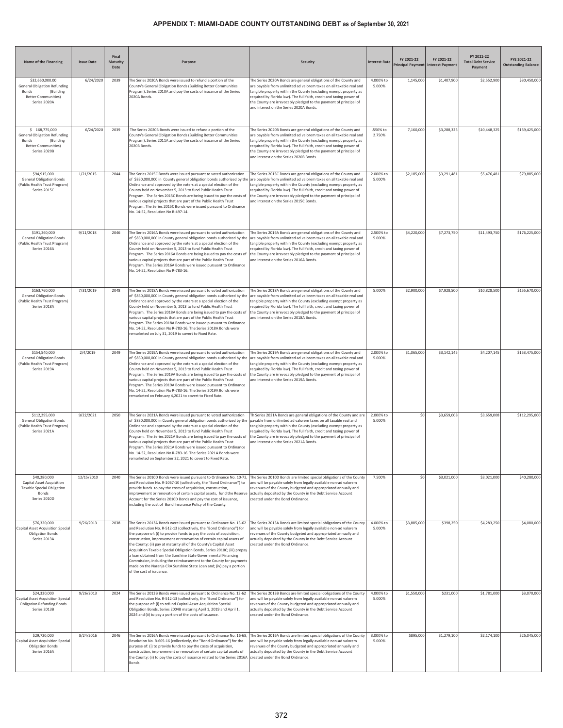# APPENDIX T: MIAMI-DADE COUNTY OUTSTANDING DEBT as of September 30, 2021

| Name of the Financing | Issue Date | Final Maturity Date | Purpose | Security | Interest Rate | FY 2021-22 Principal Payment | FY 2021-22 Interest Payment | FY 2021-22 Total Debt Service Payment | FYE 2021-22 Outstanding Balance |
|---|---|---|---|---|---|---|---|---|---|
| $32,660,000.00 General Obligation Refunding Bonds (Building Better Communities) Series 2020A | 6/24/2020 | 2039 | The Series 2020A Bonds were issued to refund a portion of the County's General Obligation Bonds (Building Better Communities Program), Series 2010A and pay the costs of issuance of the Series 2020A Bonds. | The Series 2020A Bonds are general obligations of the County and are payable from unlimited ad valorem taxes on all taxable real and tangible property within the County (excluding exempt property as required by Florida law). The full faith, credit and taxing power of the County are irrevocably pledged to the payment of principal of and interest on the Series 2020A Bonds. | 4.000% to 5.000% | 1,145,000 | $1,407,900 | $2,552,900 | $30,450,000 |
| $ 168,775,000 General Obligation Refunding Bonds (Building Better Communities) Series 2020B | 6/24/2020 | 2039 | The Series 2020B Bonds were issued to refund a portion of the County's General Obligation Bonds (Building Better Communities Program), Series 2011A and pay the costs of issuance of the Series 2020B Bonds. | The Series 2020B Bonds are general obligations of the County and are payable from unlimited ad valorem taxes on all taxable real and tangible property within the County (excluding exempt property as required by Florida law). The full faith, credit and taxing power of the County are irrevocably pledged to the payment of principal of and interest on the Series 2020B Bonds. | .550% to 2.750% | 7,160,000 | $3,288,325 | $10,448,325 | $159,425,000 |
| $94,915,000 General Obligation Bonds (Public Health Trust Program) Series 2015C | 1/21/2015 | 2044 | The Series 2015C Bonds were issued pursuant to voted authorization of $830,000,000 in County general obligation bonds authorized by the Ordinance and approved by the voters at a special election of the County held on November 5, 2013 to fund Public Health Trust Program. The Series 2015C Bonds are being issued to pay the costs of various capital projects that are part of the Public Health Trust Program. The Series 2015C Bonds were issued pursuant to Ordinance No. 14-52, Resolution No R-497-14. | The Series 2015C Bonds are general obligations of the County and are payable from unlimited ad valorem taxes on all taxable real and tangible property within the County (excluding exempt property as required by Florida law). The full faith, credit and taxing power of the County are irrevocably pledged to the payment of principal of and interest on the Series 2015C Bonds. | 2.000% to 5.000% | $2,185,000 | $3,291,481 | $5,476,481 | $79,885,000 |
| $191,260,000 General Obligation Bonds (Public Health Trust Program) Series 2016A | 9/11/2018 | 2046 | The Series 2016A Bonds were issued pursuant to voted authorization of $830,000,000 in County general obligation bonds authorized by the Ordinance and approved by the voters at a special election of the County held on November 5, 2013 to fund Public Health Trust Program. The Series 2016A Bonds are being issued to pay the costs of various capital projects that are part of the Public Health Trust Program. The Series 2016A Bonds were issued pursuant to Ordinance No. 14-52, Resolution No R-783-16. | The Series 2016A Bonds are general obligations of the County and are payable from unlimited ad valorem taxes on all taxable real and tangible property within the County (excluding exempt property as required by Florida law). The full faith, credit and taxing power of the County are irrevocably pledged to the payment of principal of and interest on the Series 2016A Bonds. | 2.500% to 5.000% | $4,220,000 | $7,273,750 | $11,493,750 | $176,225,000 |
| $163,760,000 General Obligation Bonds (Public Health Trust Program) Series 2018A | 7/31/2019 | 2048 | The Series 2018A Bonds were issued pursuant to voted authorization of $830,000,000 in County general obligation bonds authorized by the Ordinance and approved by the voters at a special election of the County held on November 5, 2013 to fund Public Health Trust Program. The Series 2018A Bonds are being issued to pay the costs of various capital projects that are part of the Public Health Trust Program. The Series 2018A Bonds were issued pursuant to Ordinance No. 14-52, Resolution No R-783-16. The Series 2018A Bonds were remarketed on July 31, 2019 to covert to Fixed Rate. | The Series 2018A Bonds are general obligations of the County and are payable from unlimited ad valorem taxes on all taxable real and tangible property within the County (excluding exempt property as required by Florida law). The full faith, credit and taxing power of the County are irrevocably pledged to the payment of principal of and interest on the Series 2018A Bonds. | 5.000% | $2,900,000 | $7,928,500 | $10,828,500 | $155,670,000 |
| $154,540,000 General Obligation Bonds (Public Health Trust Program) Series 2019A | 2/4/2019 | 2049 | The Series 2019A Bonds were issued pursuant to voted authorization of $830,000,000 in County general obligation bonds authorized by the Ordinance and approved by the voters at a special election of the County held on November 5, 2013 to fund Public Health Trust Program. The Series 2019A Bonds are being issued to pay the costs of various capital projects that are part of the Public Health Trust Program. The Series 2019A Bonds were issued pursuant to Ordinance No. 14-52, Resolution No R-783-16. The Series 2019A Bonds were remarketed on February 4,2021 to covert to Fixed Rate. | The Series 2019A Bonds are general obligations of the County and are payable from unlimited ad valorem taxes on all taxable real and tangible property within the County (excluding exempt property as required by Florida law). The full faith, credit and taxing power of the County are irrevocably pledged to the payment of principal of and interest on the Series 2019A Bonds. | 2.000% to 5.000% | $1,065,000 | $3,142,145 | $4,207,145 | $153,475,000 |
| $112,295,000 General Obligation Bonds (Public Health Trust Program) Series 2021A | 9/22/2021 | 2050 | The Series 2021A Bonds were issued pursuant to voted authorization of $830,000,000 in County general obligation bonds authorized by the Ordinance and approved by the voters at a special election of the County held on November 5, 2013 to fund Public Health Trust Program. The Series 2021A Bonds are being issued to pay the costs of various capital projects that are part of the Public Health Trust Program. The Series 2021A Bonds were issued pursuant to Ordinance No. 14-52, Resolution No R-783-16. The Series 2021A Bonds were remarketed on September 22, 2021 to covert to Fixed Rate. | Th Series 2021A Bonds are general obligations of the County and are payable from unlimited ad valorem taxes on all taxable real and tangible property within the County (excluding exempt property as required by Florida law). The full faith, credit and taxing power of the County are irrevocably pledged to the payment of principal of and interest on the Series 2021A Bonds. | 2.000% to 5.000% | $0 | $3,659,008 | $3,659,008 | $112,295,000 |
| $40,280,000 Capital Asset Acquisition Taxable Special Obligation Bonds Series 2010D | 12/15/2010 | 2040 | The Series 2010D Bonds were issued pursuant to Ordinance No. 10-72, and Resolution No. R-1067-10 (collectively, the "Bond Ordinance") to provide funds to pay the costs of acquisition, construction, improvement or renovation of certain capital assets, fund the Reserve Account for the Series 2010D Bonds and pay the cost of issuance, including the cost of Bond Insurance Policy of the County. | The Series 2010D Bonds are limited special obligations of the County and will be payable solely from legally available non-ad valorem revenues of the County budgeted and appropriated annually and actually deposited by the County in the Debt Service Account created under the Bond Ordinance. | 7.500% | $0 | $3,021,000 | $3,021,000 | $40,280,000 |
| $76,320,000 Capital Asset Acquisition Special Obligation Bonds Series 2013A | 9/26/2013 | 2038 | The Series 2013A Bonds were issued pursuant to Ordinance No. 13-62 and Resolution No. R-512-13 (collectively, the "Bond Ordinance") for the purpose of: (i) to provide funds to pay the costs of acquisition, construction, improvement or renovation of certain capital assets of the County; (ii) pay at maturity all of the County's Capital Asset Acquisition Taxable Special Obligation Bonds, Series 2010C; (iii) prepay a loan obtained from the Sunshine State Governmental Financing Commission, including the reimbursement to the County for payments made on the Naranja CRA Sunshine State Loan and; (iv) pay a portion of the cost of issuance. | The Series 2013A Bonds are limited special obligations of the County and will be payable solely from legally available non-ad valorem revenues of the County budgeted and appropriated annually and actually deposited by the County in the Debt Service Account created under the Bond Ordinance. | 4.000% to 5.000% | $3,885,000 | $398,250 | $4,283,250 | $4,080,000 |
| $24,330,000 Capital Asset Acquisition Special Obligation Refunding Bonds Series 2013B | 9/26/2013 | 2024 | The Series 2013B Bonds were issued pursuant to Ordinance No. 13-62 and Resolution No. R-512-13 (collectively, the "Bond Ordinance") for the purpose of: (i) to refund Capital Asset Acquisition Special Obligation Bonds, Series 2004B maturing April 1, 2019 and April 1, 2024 and (ii) to pay a portion of the costs of issuance. | The Series 2013B Bonds are limited special obligations of the County and will be payable solely from legally available non-ad valorem revenues of the County budgeted and appropriated annually and actually deposited by the County in the Debt Service Account created under the Bond Ordinance. | 4.000% to 5.000% | $1,550,000 | $231,000 | $1,781,000 | $3,070,000 |
| $29,720,000 Capital Asset Acquisition Special Obligation Bonds Series 2016A | 8/24/2016 | 2046 | The Series 2016A Bonds were issued pursuant to Ordinance No. 16-68, Resolution No. R-605-16 (collectively, the "Bond Ordinance") for the purpose of: (i) to provide funds to pay the costs of acquisition, construction, improvement or renovation of certain capital assets of the County; (ii) to pay the costs of issuance related to the Series 2016A Bonds. | The Series 2016A Bonds are limited special obligations of the County and will be payable solely from legally available non-ad valorem revenues of the County budgeted and appropriated annually and actually deposited by the County in the Debt Service Account created under the Bond Ordinance. | 3.000% to 5.000% | $895,000 | $1,279,100 | $2,174,100 | $25,045,000 |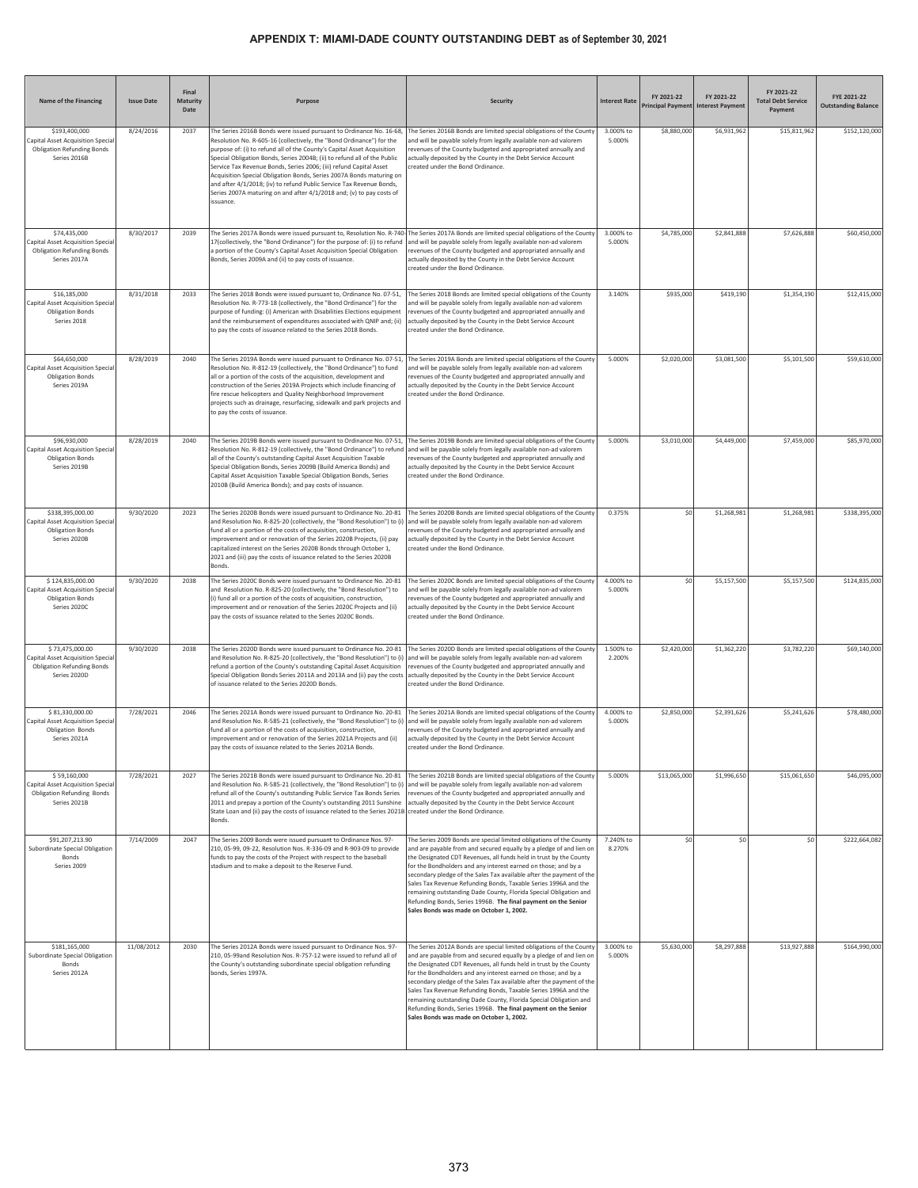# APPENDIX T: MIAMI-DADE COUNTY OUTSTANDING DEBT as of September 30, 2021

| Name of the Financing | Issue Date | Final Maturity Date | Purpose | Security | Interest Rate | FY 2021-22 Principal Payment | FY 2021-22 Interest Payment | FY 2021-22 Total Debt Service Payment | FYE 2021-22 Outstanding Balance |
|---|---|---|---|---|---|---|---|---|---|
| $193,400,000 Capital Asset Acquisition Special Obligation Refunding Bonds Series 2016B | 8/24/2016 | 2037 | The Series 2016B Bonds were issued pursuant to Ordinance No. 16-68, Resolution No. R-605-16 (collectively, the "Bond Ordinance") for the purpose of: (i) to refund all of the County's Capital Asset Acquisition Special Obligation Bonds, Series 2004B; (ii) to refund all of the Public Service Tax Revenue Bonds, Series 2006; (iii) refund Capital Asset Acquisition Special Obligation Bonds, Series 2007A Bonds maturing on and after 4/1/2018; (iv) to refund Public Service Tax Revenue Bonds, Series 2007A maturing on and after 4/1/2018 and; (v) to pay costs of issuance. | The Series 2016B Bonds are limited special obligations of the County and will be payable solely from legally available non-ad valorem revenues of the County budgeted and appropriated annually and actually deposited by the County in the Debt Service Account created under the Bond Ordinance. | 3.000% to 5.000% | $8,880,000 | $6,931,962 | $15,811,962 | $152,120,000 |
| $74,435,000 Capital Asset Acquisition Special Obligation Refunding Bonds Series 2017A | 8/30/2017 | 2039 | The Series 2017A Bonds were issued pursuant to, Resolution No. R-740-17(collectively, the "Bond Ordinance") for the purpose of: (i) to refund a portion of the County's Capital Asset Acquisition Special Obligation Bonds, Series 2009A and (ii) to pay costs of issuance. | The Series 2017A Bonds are limited special obligations of the County and will be payable solely from legally available non-ad valorem revenues of the County budgeted and appropriated annually and actually deposited by the County in the Debt Service Account created under the Bond Ordinance. | 3.000% to 5.000% | $4,785,000 | $2,841,888 | $7,626,888 | $60,450,000 |
| $16,185,000 Capital Asset Acquisition Special Obligation Bonds Series 2018 | 8/31/2018 | 2033 | The Series 2018 Bonds were issued pursuant to, Ordinance No. 07-51, Resolution No. R-773-18 (collectively, the "Bond Ordinance") for the purpose of funding: (i) American with Disabilities Elections equipment and the reimbursement of expenditures associated with QNIP and; (ii) to pay the costs of issuance related to the Series 2018 Bonds. | The Series 2018 Bonds are limited special obligations of the County and will be payable solely from legally available non-ad valorem revenues of the County budgeted and appropriated annually and actually deposited by the County in the Debt Service Account created under the Bond Ordinance. | 3.140% | $935,000 | $419,190 | $1,354,190 | $12,415,000 |
| $64,650,000 Capital Asset Acquisition Special Obligation Bonds Series 2019A | 8/28/2019 | 2040 | The Series 2019A Bonds were issued pursuant to Ordinance No. 07-51, Resolution No. R-812-19 (collectively, the "Bond Ordinance") to fund all or a portion of the costs of the acquisition, development and construction of the Series 2019A Projects which include financing of fire rescue helicopters and Quality Neighborhood Improvement projects such as drainage, resurfacing, sidewalk and park projects and to pay the costs of issuance. | The Series 2019A Bonds are limited special obligations of the County and will be payable solely from legally available non-ad valorem revenues of the County budgeted and appropriated annually and actually deposited by the County in the Debt Service Account created under the Bond Ordinance. | 5.000% | $2,020,000 | $3,081,500 | $5,101,500 | $59,610,000 |
| $96,930,000 Capital Asset Acquisition Special Obligation Bonds Series 2019B | 8/28/2019 | 2040 | The Series 2019B Bonds were issued pursuant to Ordinance No. 07-51, Resolution No. R-812-19 (collectively, the "Bond Ordinance") to refund all of the County's outstanding Capital Asset Acquisition Taxable Special Obligation Bonds, Series 2009B (Build America Bonds) and Capital Asset Acquisition Taxable Special Obligation Bonds, Series 2010B (Build America Bonds); and pay costs of issuance. | The Series 2019B Bonds are limited special obligations of the County and will be payable solely from legally available non-ad valorem revenues of the County budgeted and appropriated annually and actually deposited by the County in the Debt Service Account created under the Bond Ordinance. | 5.000% | $3,010,000 | $4,449,000 | $7,459,000 | $85,970,000 |
| $338,395,000.00 Capital Asset Acquisition Special Obligation Bonds Series 2020B | 9/30/2020 | 2023 | The Series 2020B Bonds were issued pursuant to Ordinance No. 20-81 and Resolution No. R-825-20 (collectively, the "Bond Resolution") to (i) fund all or a portion of the costs of acquisition, construction, improvement and or renovation of the Series 2020B Projects, (ii) pay capitalized interest on the Series 2020B Bonds through October 1, 2021 and (iii) pay the costs of issuance related to the Series 2020B Bonds. | The Series 2020B Bonds are limited special obligations of the County and will be payable solely from legally available non-ad valorem revenues of the County budgeted and appropriated annually and actually deposited by the County in the Debt Service Account created under the Bond Ordinance. | 0.375% | $0 | $1,268,981 | $1,268,981 | $338,395,000 |
| $ 124,835,000.00 Capital Asset Acquisition Special Obligation Bonds Series 2020C | 9/30/2020 | 2038 | The Series 2020C Bonds were issued pursuant to Ordinance No. 20-81 and Resolution No. R-825-20 (collectively, the "Bond Resolution") to (i) fund all or a portion of the costs of acquisition, construction, improvement and or renovation of the Series 2020C Projects and (ii) pay the costs of issuance related to the Series 2020C Bonds. | The Series 2020C Bonds are limited special obligations of the County and will be payable solely from legally available non-ad valorem revenues of the County budgeted and appropriated annually and actually deposited by the County in the Debt Service Account created under the Bond Ordinance. | 4.000% to 5.000% | $0 | $5,157,500 | $5,157,500 | $124,835,000 |
| $ 73,475,000.00 Capital Asset Acquisition Special Obligation Refunding Bonds Series 2020D | 9/30/2020 | 2038 | The Series 2020D Bonds were issued pursuant to Ordinance No. 20-81 and Resolution No. R-825-20 (collectively, the "Bond Resolution") to (i) refund a portion of the County's outstanding Capital Asset Acquisition Special Obligation Bonds Series 2011A and 2013A and (ii) pay the costs of issuance related to the Series 2020D Bonds. | The Series 2020D Bonds are limited special obligations of the County and will be payable solely from legally available non-ad valorem revenues of the County budgeted and appropriated annually and actually deposited by the County in the Debt Service Account created under the Bond Ordinance. | 1.500% to 2.200% | $2,420,000 | $1,362,220 | $3,782,220 | $69,140,000 |
| $ 81,330,000.00 Capital Asset Acquisition Special Obligation Bonds Series 2021A | 7/28/2021 | 2046 | The Series 2021A Bonds were issued pursuant to Ordinance No. 20-81 and Resolution No. R-585-21 (collectively, the "Bond Resolution") to (i) fund all or a portion of the costs of acquisition, construction, improvement and or renovation of the Series 2021A Projects and (ii) pay the costs of issuance related to the Series 2021A Bonds. | The Series 2021A Bonds are limited special obligations of the County and will be payable solely from legally available non-ad valorem revenues of the County budgeted and appropriated annually and actually deposited by the County in the Debt Service Account created under the Bond Ordinance. | 4.000% to 5.000% | $2,850,000 | $2,391,626 | $5,241,626 | $78,480,000 |
| $ 59,160,000 Capital Asset Acquisition Special Obligation Refunding Bonds Series 2021B | 7/28/2021 | 2027 | The Series 2021B Bonds were issued pursuant to Ordinance No. 20-81 and Resolution No. R-585-21 (collectively, the "Bond Resolution") to (i) refund all of the County's outstanding Public Service Tax Bonds Series 2011 and prepay a portion of the County's outstanding 2011 Sunshine State Loan and (ii) pay the costs of issuance related to the Series 2021B Bonds. | The Series 2021B Bonds are limited special obligations of the County and will be payable solely from legally available non-ad valorem revenues of the County budgeted and appropriated annually and actually deposited by the County in the Debt Service Account created under the Bond Ordinance. | 5.000% | $13,065,000 | $1,996,650 | $15,061,650 | $46,095,000 |
| $91,207,213.90 Subordinate Special Obligation Bonds Series 2009 | 7/14/2009 | 2047 | The Series 2009 Bonds were issued pursuant to Ordinance Nos. 97-210, 05-99, 09-22, Resolution Nos. R-336-09 and R-903-09 to provide funds to pay the costs of the Project with respect to the baseball stadium and to make a deposit to the Reserve Fund. | The Series 2009 Bonds are special limited obligations of the County and are payable from and secured equally by a pledge of and lien on the Designated CDT Revenues, all funds held in trust by the County for the Bondholders and any interest earned on those; and by a secondary pledge of the Sales Tax available after the payment of the Sales Tax Revenue Refunding Bonds, Taxable Series 1996A and the remaining outstanding Dade County, Florida Special Obligation and Refunding Bonds, Series 1996B. **The final payment on the Senior Sales Bonds was made on October 1, 2002.** | 7.240% to 8.270% | $0 | $0 | $0 | $222,664,082 |
| $181,165,000 Subordinate Special Obligation Bonds Series 2012A | 11/08/2012 | 2030 | The Series 2012A Bonds were issued pursuant to Ordinance Nos. 97-210, 05-99and Resolution Nos. R-757-12 were issued to refund all of the County's outstanding subordinate special obligation refunding bonds, Series 1997A. | The Series 2012A Bonds are special limited obligations of the County and are payable from and secured equally by a pledge of and lien on the Designated CDT Revenues, all funds held in trust by the County for the Bondholders and any interest earned on those; and by a secondary pledge of the Sales Tax available after the payment of the Sales Tax Revenue Refunding Bonds, Taxable Series 1996A and the remaining outstanding Dade County, Florida Special Obligation and Refunding Bonds, Series 1996B. **The final payment on the Senior Sales Bonds was made on October 1, 2002.** | 3.000% to 5.000% | $5,630,000 | $8,297,888 | $13,927,888 | $164,990,000 |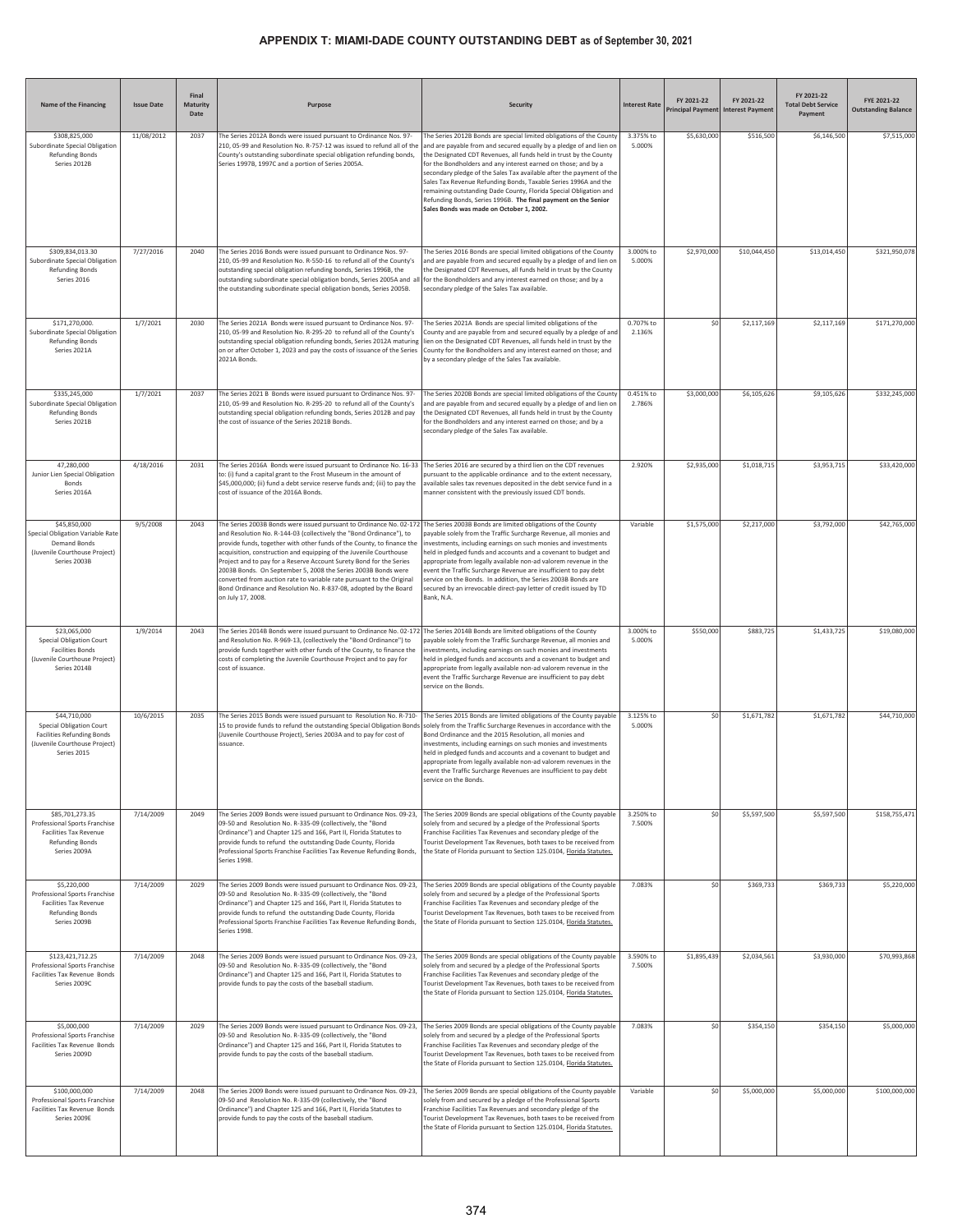# APPENDIX T: MIAMI-DADE COUNTY OUTSTANDING DEBT as of September 30, 2021

| Name of the Financing | Issue Date | Final Maturity Date | Purpose | Security | Interest Rate | FY 2021-22 Principal Payment | FY 2021-22 Interest Payment | FY 2021-22 Total Debt Service Payment | FYE 2021-22 Outstanding Balance |
|---|---|---|---|---|---|---|---|---|---|
| $308,825,000 Subordinate Special Obligation Refunding Bonds Series 2012B | 11/08/2012 | 2037 | The Series 2012A Bonds were issued pursuant to Ordinance Nos. 97-210, 05-99 and Resolution No. R-757-12 was issued to refund all of the County's outstanding subordinate special obligation refunding bonds, Series 1997B, 1997C and a portion of Series 2005A. | The Series 2012B Bonds are special limited obligations of the County and are payable from and secured equally by a pledge of and lien on the Designated CDT Revenues, all funds held in trust by the County for the Bondholders and any interest earned on those; and by a secondary pledge of the Sales Tax available after the payment of the Sales Tax Revenue Refunding Bonds, Taxable Series 1996A and the remaining outstanding Dade County, Florida Special Obligation and Refunding Bonds, Series 1996B. **The final payment on the Senior Sales Bonds was made on October 1, 2002.** | 3.375% to 5.000% | $5,630,000 | $516,500 | $6,146,500 | $7,515,000 |
| $309,834,013.30 Subordinate Special Obligation Refunding Bonds Series 2016 | 7/27/2016 | 2040 | The Series 2016 Bonds were issued pursuant to Ordinance Nos. 97-210, 05-99 and Resolution No. R-550-16 to refund all of the County's outstanding special obligation refunding bonds, Series 1996B, the outstanding subordinate special obligation bonds, Series 2005A and all the outstanding subordinate special obligation bonds, Series 2005B. | The Series 2016 Bonds are special limited obligations of the County and are payable from and secured equally by a pledge of and lien on the Designated CDT Revenues, all funds held in trust by the County for the Bondholders and any interest earned on those; and by a secondary pledge of the Sales Tax available. | 3.000% to 5.000% | $2,970,000 | $10,044,450 | $13,014,450 | $321,950,078 |
| $171,270,000. Subordinate Special Obligation Refunding Bonds Series 2021A | 1/7/2021 | 2030 | The Series 2021A Bonds were issued pursuant to Ordinance Nos. 97-210, 05-99 and Resolution No. R-295-20 to refund all of the County's outstanding special obligation refunding bonds, Series 2012A maturing on or after October 1, 2023 and pay the costs of issuance of the Series 2021A Bonds. | The Series 2021A Bonds are special limited obligations of the County and are payable from and secured equally by a pledge of and lien on the Designated CDT Revenues, all funds held in trust by the County for the Bondholders and any interest earned on those; and by a secondary pledge of the Sales Tax available. | 0.707% to 2.136% | $0 | $2,117,169 | $2,117,169 | $171,270,000 |
| $335,245,000 Subordinate Special Obligation Refunding Bonds Series 2021B | 1/7/2021 | 2037 | The Series 2021 B Bonds were issued pursuant to Ordinance Nos. 97-210, 05-99 and Resolution No. R-295-20 to refund all of the County's outstanding special obligation refunding bonds, Series 2012B and pay the cost of issuance of the Series 2021B Bonds. | The Series 2020B Bonds are special limited obligations of the County and are payable from and secured equally by a pledge of and lien on the Designated CDT Revenues, all funds held in trust by the County for the Bondholders and any interest earned on those; and by a secondary pledge of the Sales Tax available. | 0.451% to 2.786% | $3,000,000 | $6,105,626 | $9,105,626 | $332,245,000 |
| 47,280,000 Junior Lien Special Obligation Bonds Series 2016A | 4/18/2016 | 2031 | The Series 2016A Bonds were issued pursuant to Ordinance No. 16-33 to: (i) fund a capital grant to the Frost Museum in the amount of $45,000,000; (ii) fund a debt service reserve funds and; (iii) to pay the cost of issuance of the 2016A Bonds. | The Series 2016 are secured by a third lien on the CDT revenues pursuant to the applicable ordinance and to the extent necessary, available sales tax revenues deposited in the debt service fund in a manner consistent with the previously issued CDT bonds. | 2.920% | $2,935,000 | $1,018,715 | $3,953,715 | $33,420,000 |
| $45,850,000 Special Obligation Variable Rate Demand Bonds (Juvenile Courthouse Project) Series 2003B | 9/5/2008 | 2043 | The Series 2003B Bonds were issued pursuant to Ordinance No. 02-172 and Resolution No. R-144-03 (collectively the "Bond Ordinance"), to provide funds, together with other funds of the County, to finance the acquisition, construction and equipping of the Juvenile Courthouse Project and to pay for a Reserve Account Surety Bond for the Series 2003B Bonds. On September 5, 2008 the Series 2003B Bonds were converted from auction rate to variable rate pursuant to the Original Bond Ordinance and Resolution No. R-837-08, adopted by the Board on July 17, 2008. | The Series 2003B Bonds are limited obligations of the County payable solely from the Traffic Surcharge Revenue, all monies and investments, including earnings on such monies and investments held in pledged funds and accounts and a covenant to budget and appropriate from legally available non-ad valorem revenue in the event the Traffic Surcharge Revenue are insufficient to pay debt service on the Bonds. In addition, the Series 2003B Bonds are secured by an irrevocable direct-pay letter of credit issued by TD Bank, N.A. | Variable | $1,575,000 | $2,217,000 | $3,792,000 | $42,765,000 |
| $23,065,000 Special Obligation Court Facilities Bonds (Juvenile Courthouse Project) Series 2014B | 1/9/2014 | 2043 | The Series 2014B Bonds were issued pursuant to Ordinance No. 02-172 and Resolution No. R-969-13, (collectively the "Bond Ordinance") to provide funds together with other funds of the County, to finance the costs of completing the Juvenile Courthouse Project and to pay for cost of issuance. | The Series 2014B Bonds are limited obligations of the County payable solely from the Traffic Surcharge Revenue, all monies and investments, including earnings on such monies and investments held in pledged funds and accounts and a covenant to budget and appropriate from legally available non-ad valorem revenue in the event the Traffic Surcharge Revenue are insufficient to pay debt service on the Bonds. | 3.000% to 5.000% | $550,000 | $883,725 | $1,433,725 | $19,080,000 |
| $44,710,000 Special Obligation Court Facilities Refunding Bonds (Juvenile Courthouse Project) Series 2015 | 10/6/2015 | 2035 | The Series 2015 Bonds were issued pursuant to Resolution No. R-710-15 to provide funds to refund the outstanding Special Obligation Bonds (Juvenile Courthouse Project), Series 2003A and to pay for cost of issuance. | The Series 2015 Bonds are limited obligations of the County payable solely from the Traffic Surcharge Revenues in accordance with the Bond Ordinance and the 2015 Resolution, all monies and investments, including earnings on such monies and investments held in pledged funds and accounts and a covenant to budget and appropriate from legally available non-ad valorem revenues in the event the Traffic Surcharge Revenues are insufficient to pay debt service on the Bonds. | 3.125% to 5.000% | $0 | $1,671,782 | $1,671,782 | $44,710,000 |
| $85,701,273.35 Professional Sports Franchise Facilities Tax Revenue Refunding Bonds Series 2009A | 7/14/2009 | 2049 | The Series 2009 Bonds were issued pursuant to Ordinance Nos. 09-23, 09-50 and Resolution No. R-335-09 (collectively, the "Bond Ordinance") and Chapter 125 and 166, Part II, Florida Statutes to provide funds to refund the outstanding Dade County, Florida Professional Sports Franchise Facilities Tax Revenue Refunding Bonds, Series 1998. | The Series 2009 Bonds are special obligations of the County payable solely from and secured by a pledge of the Professional Sports Franchise Facilities Tax Revenues and secondary pledge of the Tourist Development Tax Revenues, both taxes to be received from the State of Florida pursuant to Section 125.0104, Florida Statutes. | 3.250% to 7.500% | $0 | $5,597,500 | $5,597,500 | $158,755,471 |
| $5,220,000 Professional Sports Franchise Facilities Tax Revenue Refunding Bonds Series 2009B | 7/14/2009 | 2029 | The Series 2009 Bonds were issued pursuant to Ordinance Nos. 09-23, 09-50 and Resolution No. R-335-09 (collectively, the "Bond Ordinance") and Chapter 125 and 166, Part II, Florida Statutes to provide funds to refund the outstanding Dade County, Florida Professional Sports Franchise Facilities Tax Revenue Refunding Bonds, Series 1998. | The Series 2009 Bonds are special obligations of the County payable solely from and secured by a pledge of the Professional Sports Franchise Facilities Tax Revenues and secondary pledge of the Tourist Development Tax Revenues, both taxes to be received from the State of Florida pursuant to Section 125.0104, Florida Statutes. | 7.083% | $0 | $369,733 | $369,733 | $5,220,000 |
| $123,421,712.25 Professional Sports Franchise Facilities Tax Revenue Bonds Series 2009C | 7/14/2009 | 2048 | The Series 2009 Bonds were issued pursuant to Ordinance Nos. 09-23, 09-50 and Resolution No. R-335-09 (collectively, the "Bond Ordinance") and Chapter 125 and 166, Part II, Florida Statutes to provide funds to pay the costs of the baseball stadium. | The Series 2009 Bonds are special obligations of the County payable solely from and secured by a pledge of the Professional Sports Franchise Facilities Tax Revenues and secondary pledge of the Tourist Development Tax Revenues, both taxes to be received from the State of Florida pursuant to Section 125.0104, Florida Statutes. | 3.590% to 7.500% | $1,895,439 | $2,034,561 | $3,930,000 | $70,993,868 |
| $5,000,000 Professional Sports Franchise Facilities Tax Revenue Bonds Series 2009D | 7/14/2009 | 2029 | The Series 2009 Bonds were issued pursuant to Ordinance Nos. 09-23, 09-50 and Resolution No. R-335-09 (collectively, the "Bond Ordinance") and Chapter 125 and 166, Part II, Florida Statutes to provide funds to pay the costs of the baseball stadium. | The Series 2009 Bonds are special obligations of the County payable solely from and secured by a pledge of the Professional Sports Franchise Facilities Tax Revenues and secondary pledge of the Tourist Development Tax Revenues, both taxes to be received from the State of Florida pursuant to Section 125.0104, Florida Statutes. | 7.083% | $0 | $354,150 | $354,150 | $5,000,000 |
| $100,000,000 Professional Sports Franchise Facilities Tax Revenue Bonds Series 2009E | 7/14/2009 | 2048 | The Series 2009 Bonds were issued pursuant to Ordinance Nos. 09-23, 09-50 and Resolution No. R-335-09 (collectively, the "Bond Ordinance") and Chapter 125 and 166, Part II, Florida Statutes to provide funds to pay the costs of the baseball stadium. | The Series 2009 Bonds are special obligations of the County payable solely from and secured by a pledge of the Professional Sports Franchise Facilities Tax Revenues and secondary pledge of the Tourist Development Tax Revenues, both taxes to be received from the State of Florida pursuant to Section 125.0104, Florida Statutes. | Variable | $0 | $5,000,000 | $5,000,000 | $100,000,000 |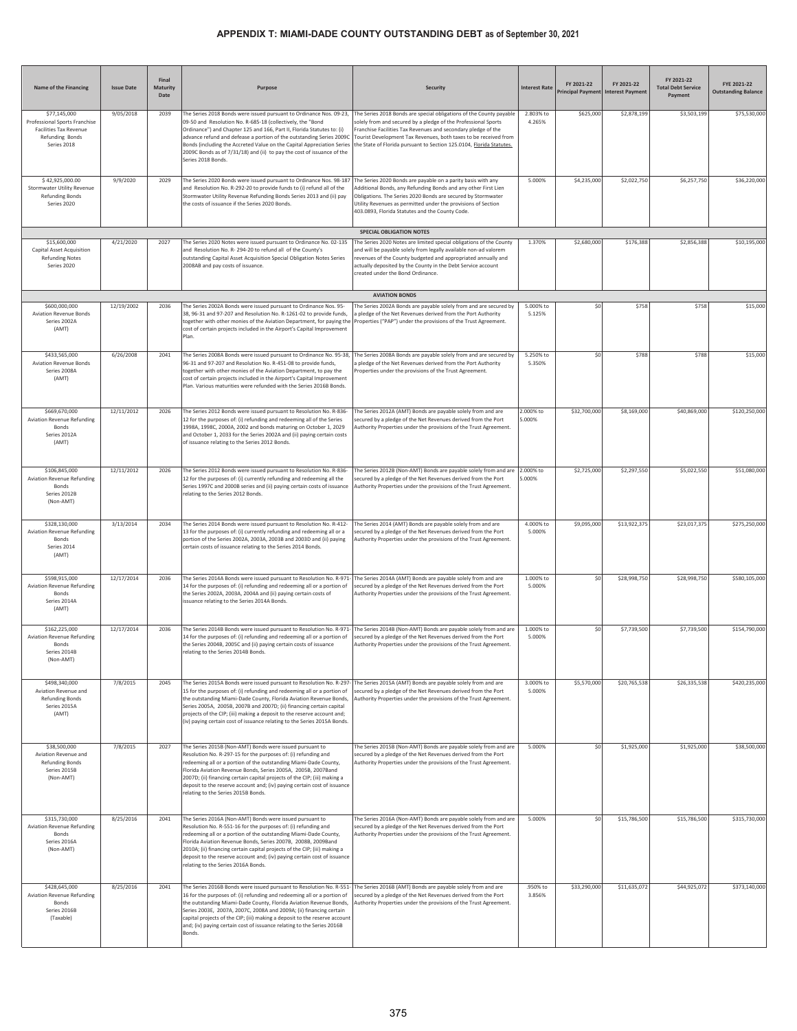## APPENDIX T: MIAMI-DADE COUNTY OUTSTANDING DEBT as of September 30, 2021

| Name of the Financing | Issue Date | Final Maturity Date | Purpose | Security | Interest Rate | FY 2021-22 Principal Payment | FY 2021-22 Interest Payment | FY 2021-22 Total Debt Service Payment | FYE 2021-22 Outstanding Balance |
|---|---|---|---|---|---|---|---|---|---|
| $77,145,000 Professional Sports Franchise Facilities Tax Revenue Refunding Bonds Series 2018 | 9/05/2018 | 2039 | The Series 2018 Bonds were issued pursuant to Ordinance Nos. 09-23, 09-50 and Resolution No. R-685-18 (collectively, the "Bond Ordinance") and Chapter 125 and 166, Part II, Florida Statutes to: (i) advance refund and defease a portion of the outstanding Series 2009C Bonds (including the Accreted Value on the Capital Appreciation Series 2009C Bonds as of 7/31/18) and (ii) to pay the cost of issuance of the Series 2018 Bonds. | The Series 2018 Bonds are special obligations of the County payable solely from and secured by a pledge of the Professional Sports Franchise Facilities Tax Revenues and secondary pledge of the Tourist Development Tax Revenues, both taxes to be received from the State of Florida pursuant to Section 125.0104, Florida Statutes. | 2.803% to 4.265% | $625,000 | $2,878,199 | $3,503,199 | $75,530,000 |
| $ 42,925,000.00 Stormwater Utility Revenue Refunding Bonds Series 2020 | 9/9/2020 | 2029 | The Series 2020 Bonds were issued pursuant to Ordinance Nos. 98-187 and Resolution No. R-292-20 to provide funds to (i) refund all of the Stormwater Utility Revenue Refunding Bonds Series 2013 and (ii) pay the costs of issuance if the Series 2020 Bonds. | The Series 2020 Bonds are payable on a parity basis with any Additional Bonds, any Refunding Bonds and any other First Lien Obligations. The Series 2020 Bonds are secured by Stormwater Utility Revenues as permitted under the provisions of Section 403.0893, Florida Statutes and the County Code. | 5.000% | $4,235,000 | $2,022,750 | $6,257,750 | $36,220,000 |
| **SPECIAL OBLIGATION NOTES** | | | | | | | | | |
| $15,600,000 Capital Asset Acquisition Refunding Notes Series 2020 | 4/21/2020 | 2027 | The Series 2020 Notes were issued pursuant to Ordinance No. 02-135 and Resolution No. R- 294-20 to refund all of the County's outstanding Capital Asset Acquisition Special Obligation Notes Series 2008AB and pay costs of issuance. | The Series 2020 Notes are limited special obligations of the County and will be payable solely from legally available non-ad valorem revenues of the County budgeted and appropriated annually and actually deposited by the County in the Debt Service account created under the Bond Ordinance. | 1.370% | $2,680,000 | $176,388 | $2,856,388 | $10,195,000 |
| **AVIATION BONDS** | | | | | | | | | |
| $600,000,000 Aviation Revenue Bonds Series 2002A (AMT) | 12/19/2002 | 2036 | The Series 2002A Bonds were issued pursuant to Ordinance Nos. 95-38, 96-31 and 97-207 and Resolution No. R-1261-02 to provide funds, together with other monies of the Aviation Department, for paying the cost of certain projects included in the Airport's Capital Improvement Plan. | The Series 2002A Bonds are payable solely from and are secured by a pledge of the Net Revenues derived from the Port Authority Properties ("PAP") under the provisions of the Trust Agreement. | 5.000% to 5.125% | $0 | $758 | $758 | $15,000 |
| $433,565,000 Aviation Revenue Bonds Series 2008A (AMT) | 6/26/2008 | 2041 | The Series 2008A Bonds were issued pursuant to Ordinance Nos. 95-38, 96-31 and 97-207 and Resolution No. R-451-08 to provide funds, together with other monies of the Aviation Department, to pay the cost of certain projects included in the Airport's Capital Improvement Plan. Various maturities were refunded with the Series 2016B Bonds. | The Series 2008A Bonds are payable solely from and are secured by a pledge of the Net Revenues derived from the Port Authority Properties under the provisions of the Trust Agreement. | 5.250% to 5.350% | $0 | $788 | $788 | $15,000 |
| $669,670,000 Aviation Revenue Refunding Bonds Series 2012A (AMT) | 12/11/2012 | 2026 | The Series 2012 Bonds were issued pursuant to Resolution No. R-836-12 for the purposes of: (i) refunding and redeeming all of the Series 1998A, 1998C, 2000A, 2002 and bonds maturing on October 1, 2029 and October 1, 2033 for the Series 2002A and (ii) paying certain costs of issuance relating to the Series 2012 Bonds. | The Series 2012A (AMT) Bonds are payable solely from and are secured by a pledge of the Net Revenues derived from the Port Authority Properties under the provisions of the Trust Agreement. | 2.000% to 5.000% | $32,700,000 | $8,169,000 | $40,869,000 | $120,250,000 |
| $106,845,000 Aviation Revenue Refunding Bonds Series 2012B (Non-AMT) | 12/11/2012 | 2026 | The Series 2012 Bonds were issued pursuant to Resolution No. R-836-12 for the purposes of: (i) currently refunding and redeeming all the Series 1997C and 2000B series and (ii) paying certain costs of issuance relating to the Series 2012 Bonds. | The Series 2012B (Non-AMT) Bonds are payable solely from and are secured by a pledge of the Net Revenues derived from the Port Authority Properties under the provisions of the Trust Agreement. | 2.000% to 5.000% | $2,725,000 | $2,297,550 | $5,022,550 | $51,080,000 |
| $328,130,000 Aviation Revenue Refunding Bonds Series 2014 (AMT) | 3/13/2014 | 2034 | The Series 2014 Bonds were issued pursuant to Resolution No. R-412-13 for the purposes of: (i) currently refunding and redeeming all or a portion of the Series 2002A, 2003A, 2003B and 2003D and (ii) paying certain costs of issuance relating to the Series 2014 Bonds. | The Series 2014 (AMT) Bonds are payable solely from and are secured by a pledge of the Net Revenues derived from the Port Authority Properties under the provisions of the Trust Agreement. | 4.000% to 5.000% | $9,095,000 | $13,922,375 | $23,017,375 | $275,250,000 |
| $598,915,000 Aviation Revenue Refunding Bonds Series 2014A (AMT) | 12/17/2014 | 2036 | The Series 2014A Bonds were issued pursuant to Resolution No. R-971-14 for the purposes of: (i) refunding and redeeming all or a portion of the Series 2002A, 2003A, 2004A and (ii) paying certain costs of issuance relating to the Series 2014A Bonds. | The Series 2014A (AMT) Bonds are payable solely from and are secured by a pledge of the Net Revenues derived from the Port Authority Properties under the provisions of the Trust Agreement. | 1.000% to 5.000% | $0 | $28,998,750 | $28,998,750 | $580,105,000 |
| $162,225,000 Aviation Revenue Refunding Bonds Series 2014B (Non-AMT) | 12/17/2014 | 2036 | The Series 2014B Bonds were issued pursuant to Resolution No. R-971-14 for the purposes of: (i) refunding and redeeming all or a portion of the Series 2004B, 2005C and (ii) paying certain costs of issuance relating to the Series 2014B Bonds. | The Series 2014B (Non-AMT) Bonds are payable solely from and are secured by a pledge of the Net Revenues derived from the Port Authority Properties under the provisions of the Trust Agreement. | 1.000% to 5.000% | $0 | $7,739,500 | $7,739,500 | $154,790,000 |
| $498,340,000 Aviation Revenue and Refunding Bonds Series 2015A (AMT) | 7/8/2015 | 2045 | The Series 2015A Bonds were issued pursuant to Resolution No. R-297-15 for the purposes of: (i) refunding and redeeming all or a portion of the outstanding Miami-Dade County, Florida Aviation Revenue Bonds, Series 2005A, 2005B, 2007B and 2007D; (ii) financing certain capital projects of the CIP; (iii) making a deposit to the reserve account and; (iv) paying certain cost of issuance relating to the Series 2015A Bonds. | The Series 2015A (AMT) Bonds are payable solely from and are secured by a pledge of the Net Revenues derived from the Port Authority Properties under the provisions of the Trust Agreement. | 3.000% to 5.000% | $5,570,000 | $20,765,538 | $26,335,538 | $420,235,000 |
| $38,500,000 Aviation Revenue and Refunding Bonds Series 2015B (Non-AMT) | 7/8/2015 | 2027 | The Series 2015B (Non-AMT) Bonds were issued pursuant to Resolution No. R-297-15 for the purposes of: (i) refunding and redeeming all or a portion of the outstanding Miami-Dade County, Florida Aviation Revenue Bonds, Series 2005A, 2005B, 2007Band 2007D; (ii) financing certain capital projects of the CIP; (iii) making a deposit to the reserve account and; (iv) paying certain cost of issuance relating to the Series 2015B Bonds. | The Series 2015B (Non-AMT) Bonds are payable solely from and are secured by a pledge of the Net Revenues derived from the Port Authority Properties under the provisions of the Trust Agreement. | 5.000% | $0 | $1,925,000 | $1,925,000 | $38,500,000 |
| $315,730,000 Aviation Revenue Refunding Bonds Series 2016A (Non-AMT) | 8/25/2016 | 2041 | The Series 2016A (Non-AMT) Bonds were issued pursuant to Resolution No. R-551-16 for the purposes of: (i) refunding and redeeming all or a portion of the outstanding Miami-Dade County, Florida Aviation Revenue Bonds, Series 2007B, 2008B, 2009Band 2010A; (ii) financing certain capital projects of the CIP; (iii) making a deposit to the reserve account and; (iv) paying certain cost of issuance relating to the Series 2016A Bonds. | The Series 2016A (Non-AMT) Bonds are payable solely from and are secured by a pledge of the Net Revenues derived from the Port Authority Properties under the provisions of the Trust Agreement. | 5.000% | $0 | $15,786,500 | $15,786,500 | $315,730,000 |
| $428,645,000 Aviation Revenue Refunding Bonds Series 2016B (Taxable) | 8/25/2016 | 2041 | The Series 2016B Bonds were issued pursuant to Resolution No. R-551-16 for the purposes of: (i) refunding and redeeming all or a portion of the outstanding Miami-Dade County, Florida Aviation Revenue Bonds, Series 2003E, 2007A, 2007C, 2008A and 2009A; (ii) financing certain capital projects of the CIP; (iii) making a deposit to the reserve account and; (iv) paying certain cost of issuance relating to the Series 2016B Bonds. | The Series 2016B (AMT) Bonds are payable solely from and are secured by a pledge of the Net Revenues derived from the Port Authority Properties under the provisions of the Trust Agreement. | .950% to 3.856% | $33,290,000 | $11,635,072 | $44,925,072 | $373,140,000 |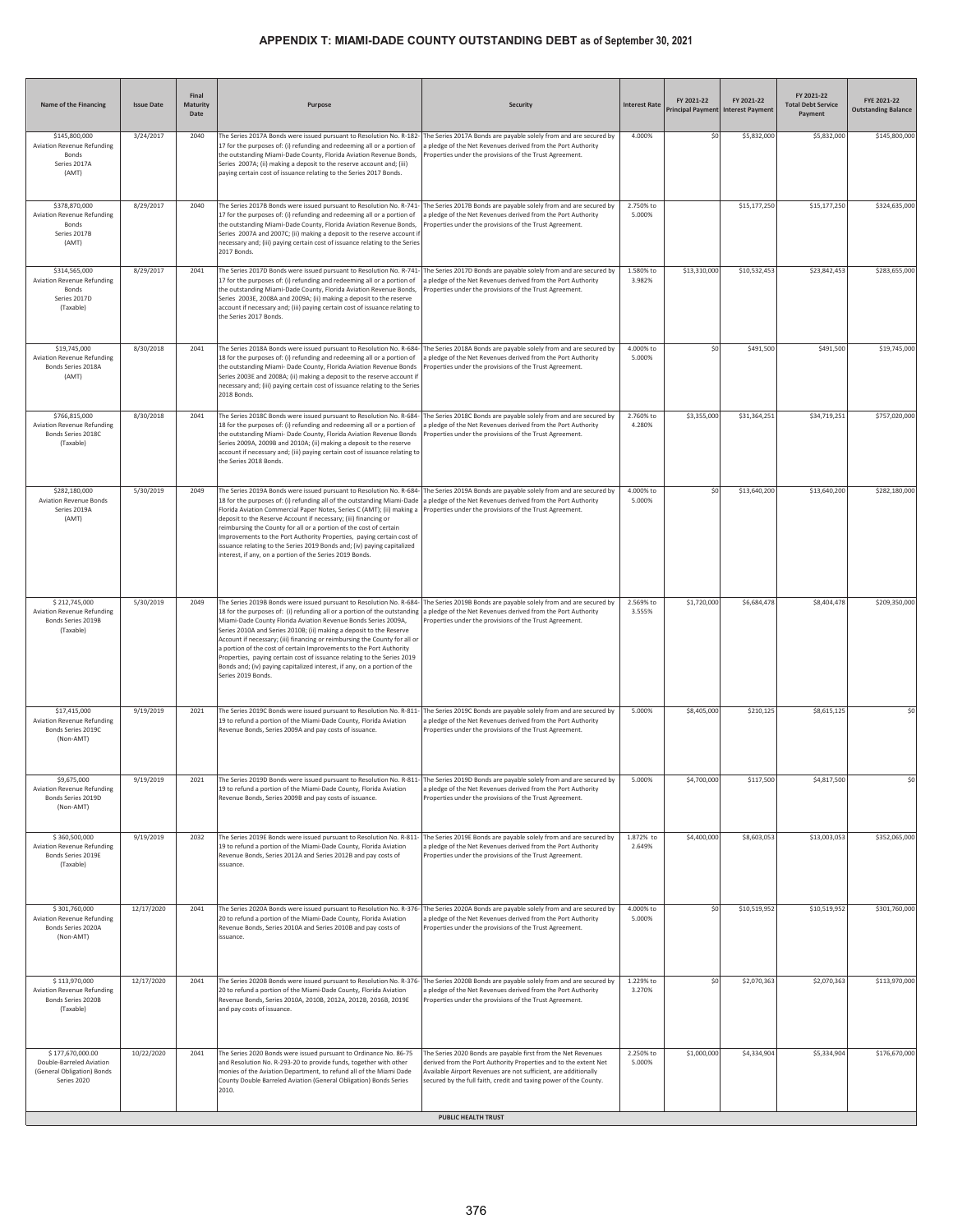# APPENDIX T: MIAMI-DADE COUNTY OUTSTANDING DEBT as of September 30, 2021

| Name of the Financing | Issue Date | Final Maturity Date | Purpose | Security | Interest Rate | FY 2021-22 Principal Payment | FY 2021-22 Interest Payment | FY 2021-22 Total Debt Service Payment | FYE 2021-22 Outstanding Balance |
|---|---|---|---|---|---|---|---|---|---|
| $145,800,000 Aviation Revenue Refunding Bonds Series 2017A (AMT) | 3/24/2017 | 2040 | The Series 2017A Bonds were issued pursuant to Resolution No. R-182-17 for the purposes of: (i) refunding and redeeming all or a portion of the outstanding Miami-Dade County, Florida Aviation Revenue Bonds, Series 2007A; (ii) making a deposit to the reserve account and; (iii) paying certain cost of issuance relating to the Series 2017 Bonds. | The Series 2017A Bonds are payable solely from and are secured by a pledge of the Net Revenues derived from the Port Authority Properties under the provisions of the Trust Agreement. | 4.000% | $0 | $5,832,000 | $5,832,000 | $145,800,000 |
| $378,870,000 Aviation Revenue Refunding Bonds Series 2017B (AMT) | 8/29/2017 | 2040 | The Series 2017B Bonds were issued pursuant to Resolution No. R-741-17 for the purposes of: (i) refunding and redeeming all or a portion of the outstanding Miami-Dade County, Florida Aviation Revenue Bonds, Series 2007A and 2007C; (ii) making a deposit to the reserve account if necessary and; (iii) paying certain cost of issuance relating to the Series 2017 Bonds. | The Series 2017B Bonds are payable solely from and are secured by a pledge of the Net Revenues derived from the Port Authority Properties under the provisions of the Trust Agreement. | 2.750% to 5.000% | | $15,177,250 | $15,177,250 | $324,635,000 |
| $314,565,000 Aviation Revenue Refunding Bonds Series 2017D (Taxable) | 8/29/2017 | 2041 | The Series 2017D Bonds were issued pursuant to Resolution No. R-741-17 for the purposes of: (i) refunding and redeeming all or a portion of the outstanding Miami-Dade County, Florida Aviation Revenue Bonds, Series 2003E, 2008A and 2009A; (ii) making a deposit to the reserve account if necessary and; (iii) paying certain cost of issuance relating to the Series 2017 Bonds. | The Series 2017D Bonds are payable solely from and are secured by a pledge of the Net Revenues derived from the Port Authority Properties under the provisions of the Trust Agreement. | 1.580% to 3.982% | $13,310,000 | $10,532,453 | $23,842,453 | $283,655,000 |
| $19,745,000 Aviation Revenue Refunding Bonds Series 2018A (AMT) | 8/30/2018 | 2041 | The Series 2018A Bonds were issued pursuant to Resolution No. R-684-18 for the purposes of: (i) refunding and redeeming all or a portion of the outstanding Miami- Dade County, Florida Aviation Revenue Bonds Series 2003E and 2008A; (ii) making a deposit to the reserve account if necessary and; (iii) paying certain cost of issuance relating to the Series 2018 Bonds. | The Series 2018A Bonds are payable solely from and are secured by a pledge of the Net Revenues derived from the Port Authority Properties under the provisions of the Trust Agreement. | 4.000% to 5.000% | $0 | $491,500 | $491,500 | $19,745,000 |
| $766,815,000 Aviation Revenue Refunding Bonds Series 2018C (Taxable) | 8/30/2018 | 2041 | The Series 2018C Bonds were issued pursuant to Resolution No. R-684-18 for the purposes of: (i) refunding and redeeming all or a portion of the outstanding Miami- Dade County, Florida Aviation Revenue Bonds Series 2009A, 2009B and 2010A; (ii) making a deposit to the reserve account if necessary and; (iii) paying certain cost of issuance relating to the Series 2018 Bonds. | The Series 2018C Bonds are payable solely from and are secured by a pledge of the Net Revenues derived from the Port Authority Properties under the provisions of the Trust Agreement. | 2.760% to 4.280% | $3,355,000 | $31,364,251 | $34,719,251 | $757,020,000 |
| $282,180,000 Aviation Revenue Bonds Series 2019A (AMT) | 5/30/2019 | 2049 | The Series 2019A Bonds were issued pursuant to Resolution No. R-684-18 for the purposes of: (i) refunding all of the outstanding Miami-Dade Florida Aviation Commercial Paper Notes, Series C (AMT); (ii) making a deposit to the Reserve Account if necessary; (iii) financing or reimbursing the County for all or a portion of the cost of certain Improvements to the Port Authority Properties, paying certain cost of issuance relating to the Series 2019 Bonds and; (iv) paying capitalized interest, if any, on a portion of the Series 2019 Bonds. | The Series 2019A Bonds are payable solely from and are secured by a pledge of the Net Revenues derived from the Port Authority Properties under the provisions of the Trust Agreement. | 4.000% to 5.000% | $0 | $13,640,200 | $13,640,200 | $282,180,000 |
| $ 212,745,000 Aviation Revenue Refunding Bonds Series 2019B (Taxable) | 5/30/2019 | 2049 | The Series 2019B Bonds were issued pursuant to Resolution No. R-684-18 for the purposes of: (i) refunding all or a portion of the outstanding Miami-Dade County Florida Aviation Revenue Bonds Series 2009A, Series 2010A and Series 2010B; (ii) making a deposit to the Reserve Account if necessary; (iii) financing or reimbursing the County for all or a portion of the cost of certain Improvements to the Port Authority Properties, paying certain cost of issuance relating to the Series 2019 Bonds and; (iv) paying capitalized interest, if any, on a portion of the Series 2019 Bonds. | The Series 2019B Bonds are payable solely from and are secured by a pledge of the Net Revenues derived from the Port Authority Properties under the provisions of the Trust Agreement. | 2.569% to 3.555% | $1,720,000 | $6,684,478 | $8,404,478 | $209,350,000 |
| $17,415,000 Aviation Revenue Refunding Bonds Series 2019C (Non-AMT) | 9/19/2019 | 2021 | The Series 2019C Bonds were issued pursuant to Resolution No. R-811-19 to refund a portion of the Miami-Dade County, Florida Aviation Revenue Bonds, Series 2009A and pay costs of issuance. | The Series 2019C Bonds are payable solely from and are secured by a pledge of the Net Revenues derived from the Port Authority Properties under the provisions of the Trust Agreement. | 5.000% | $8,405,000 | $210,125 | $8,615,125 | $0 |
| $9,675,000 Aviation Revenue Refunding Bonds Series 2019D (Non-AMT) | 9/19/2019 | 2021 | The Series 2019D Bonds were issued pursuant to Resolution No. R-811-19 to refund a portion of the Miami-Dade County, Florida Aviation Revenue Bonds, Series 2009B and pay costs of issuance. | The Series 2019D Bonds are payable solely from and are secured by a pledge of the Net Revenues derived from the Port Authority Properties under the provisions of the Trust Agreement. | 5.000% | $4,700,000 | $117,500 | $4,817,500 | $0 |
| $ 360,500,000 Aviation Revenue Refunding Bonds Series 2019E (Taxable) | 9/19/2019 | 2032 | The Series 2019E Bonds were issued pursuant to Resolution No. R-811-19 to refund a portion of the Miami-Dade County, Florida Aviation Revenue Bonds, Series 2012A and Series 2012B and pay costs of issuance. | The Series 2019E Bonds are payable solely from and are secured by a pledge of the Net Revenues derived from the Port Authority Properties under the provisions of the Trust Agreement. | 1.872% to 2.649% | $4,400,000 | $8,603,053 | $13,003,053 | $352,065,000 |
| $ 301,760,000 Aviation Revenue Refunding Bonds Series 2020A (Non-AMT) | 12/17/2020 | 2041 | The Series 2020A Bonds were issued pursuant to Resolution No. R-376-20 to refund a portion of the Miami-Dade County, Florida Aviation Revenue Bonds, Series 2010A and Series 2010B and pay costs of issuance. | The Series 2020A Bonds are payable solely from and are secured by a pledge of the Net Revenues derived from the Port Authority Properties under the provisions of the Trust Agreement. | 4.000% to 5.000% | $0 | $10,519,952 | $10,519,952 | $301,760,000 |
| $ 113,970,000 Aviation Revenue Refunding Bonds Series 2020B (Taxable) | 12/17/2020 | 2041 | The Series 2020B Bonds were issued pursuant to Resolution No. R-376-20 to refund a portion of the Miami-Dade County, Florida Aviation Revenue Bonds, Series 2010A, 2010B, 2012A, 2012B, 2016B, 2019E and pay costs of issuance. | The Series 2020B Bonds are payable solely from and are secured by a pledge of the Net Revenues derived from the Port Authority Properties under the provisions of the Trust Agreement. | 1.229% to 3.270% | $0 | $2,070,363 | $2,070,363 | $113,970,000 |
| $ 177,670,000.00 Double-Barreled Aviation (General Obligation) Bonds Series 2020 | 10/22/2020 | 2041 | The Series 2020 Bonds were issued pursuant to Ordinance No. 86-75 and Resolution No. R-293-20 to provide funds, together with other monies of the Aviation Department, to refund all of the Miami Dade County Double Barreled Aviation (General Obligation) Bonds Series 2010. | The Series 2020 Bonds are payable first from the Net Revenues derived from the Port Authority Properties and to the extent Net Available Airport Revenues are not sufficient, are additionally secured by the full faith, credit and taxing power of the County. | 2.250% to 5.000% | $1,000,000 | $4,334,904 | $5,334,904 | $176,670,000 |
| **PUBLIC HEALTH TRUST** | | | | | | | | | |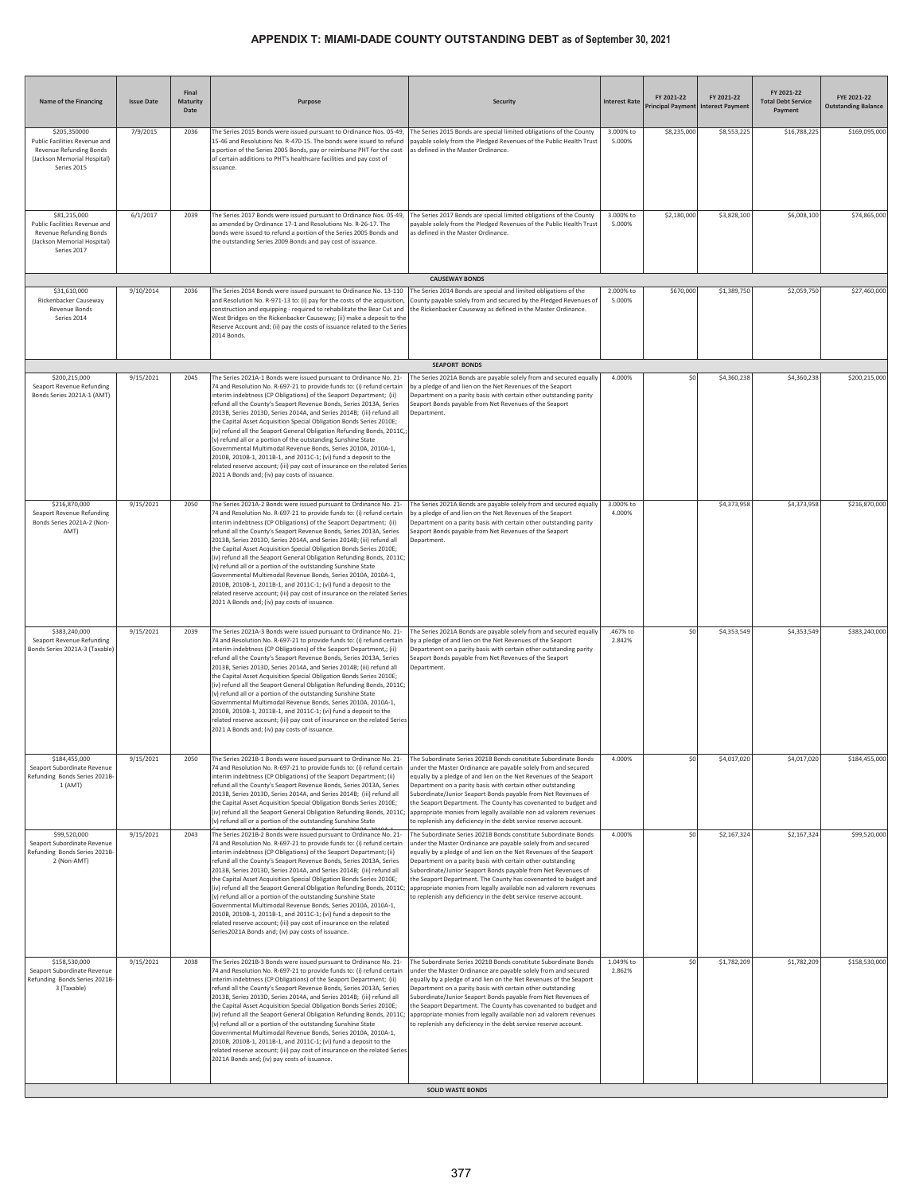## APPENDIX T: MIAMI-DADE COUNTY OUTSTANDING DEBT as of September 30, 2021

| Name of the Financing | Issue Date | Final Maturity Date | Purpose | Security | Interest Rate | FY 2021-22 Principal Payment | FY 2021-22 Interest Payment | FY 2021-22 Total Debt Service Payment | FYE 2021-22 Outstanding Balance |
|---|---|---|---|---|---|---|---|---|---|
| $205,350000 Public Facilities Revenue and Revenue Refunding Bonds (Jackson Memorial Hospital) Series 2015 | 7/9/2015 | 2036 | The Series 2015 Bonds were issued pursuant to Ordinance Nos. 05-49, 15-46 and Resolutions No. R-470-15. The bonds were issued to refund a portion of the Series 2005 Bonds, pay or reimburse PHT for the cost of certain additions to PHT's healthcare facilities and pay cost of issuance. | The Series 2015 Bonds are special limited obligations of the County payable solely from the Pledged Revenues of the Public Health Trust as defined in the Master Ordinance. | 3.000% to 5.000% | $8,235,000 | $8,553,225 | $16,788,225 | $169,095,000 |
| $81,215,000 Public Facilities Revenue and Revenue Refunding Bonds (Jackson Memorial Hospital) Series 2017 | 6/1/2017 | 2039 | The Series 2017 Bonds were issued pursuant to Ordinance Nos. 05-49, as amended by Ordinance 17-1 and Resolutions No. R-26-17. The bonds were issued to refund a portion of the Series 2005 Bonds and the outstanding Series 2009 Bonds and pay cost of issuance. | The Series 2017 Bonds are special limited obligations of the County payable solely from the Pledged Revenues of the Public Health Trust as defined in the Master Ordinance. | 3.000% to 5.000% | $2,180,000 | $3,828,100 | $6,008,100 | $74,865,000 |
| | | | | **CAUSEWAY BONDS** | | | | | |
| $31,610,000 Rickenbacker Causeway Revenue Bonds Series 2014 | 9/10/2014 | 2036 | The Series 2014 Bonds were issued pursuant to Ordinance No. 13-110 and Resolution No. R-971-13 to: (i) pay for the costs of the acquisition, construction and equipping - required to rehabilitate the Bear Cut and West Bridges on the Rickenbacker Causeway; (ii) make a deposit to the Reserve Account and; (ii) pay the costs of issuance related to the Series 2014 Bonds. | The Series 2014 Bonds are special and limited obligations of the County payable solely from and secured by the Pledged Revenues of the Rickenbacker Causeway as defined in the Master Ordinance. | 2.000% to 5.000% | $670,000 | $1,389,750 | $2,059,750 | $27,460,000 |
| | | | | **SEAPORT BONDS** | | | | | |
| $200,215,000 Seaport Revenue Refunding Bonds Series 2021A-1 (AMT) | 9/15/2021 | 2045 | The Series 2021A-1 Bonds were issued pursuant to Ordinance No. 21-74 and Resolution No. R-697-21 to provide funds to: (i) refund certain interim indebtness (CP Obligations) of the Seaport Department; (ii) refund all the County's Seaport Revenue Bonds, Series 2013A, Series 2013B, Series 2013D, Series 2014A, and Series 2014B; (iii) refund all the Capital Asset Acquisition Special Obligation Bonds Series 2010E; (iv) refund all the Seaport General Obligation Refunding Bonds, 2011C,; (v) refund all or a portion of the outstanding Sunshine State Governmental Multimodal Revenue Bonds, Series 2010A, 2010A-1, 2010B, 2010B-1, 2011B-1, and 2011C-1; (vi) fund a deposit to the related reserve account; (iii) pay cost of insurance on the related Series 2021 A Bonds and; (iv) pay costs of issuance. | The Series 2021A Bonds are payable solely from and secured equally by a pledge of and lien on the Net Revenues of the Seaport Department on a parity basis with certain other outstanding parity Seaport Bonds payable from Net Revenues of the Seaport Department. | 4.000% | $0 | $4,360,238 | $4,360,238 | $200,215,000 |
| $216,870,000 Seaport Revenue Refunding Bonds Series 2021A-2 (Non-AMT) | 9/15/2021 | 2050 | The Series 2021A-2 Bonds were issued pursuant to Ordinance No. 21-74 and Resolution No. R-697-21 to provide funds to: (i) refund certain interim indebtness (CP Obligations) of the Seaport Department; (ii) refund all the County's Seaport Revenue Bonds, Series 2013A, Series 2013B, Series 2013D, Series 2014A, and Series 2014B; (iii) refund all the Capital Asset Acquisition Special Obligation Bonds Series 2010E; (iv) refund all the Seaport General Obligation Refunding Bonds, 2011C; (v) refund all or a portion of the outstanding Sunshine State Governmental Multimodal Revenue Bonds, Series 2010A, 2010A-1, 2010B, 2010B-1, 2011B-1, and 2011C-1; (vi) fund a deposit to the related reserve account; (iii) pay cost of insurance on the related Series 2021A Bonds and; (iv) pay costs of issuance. | The Series 2021A Bonds are payable solely from and secured equally by a pledge of and lien on the Net Revenues of the Seaport Department on a parity basis with certain other outstanding parity Seaport Bonds payable from Net Revenues of the Seaport Department. | 3.000% to 4.000% | | $4,373,958 | $4,373,958 | $216,870,000 |
| $383,240,000 Seaport Revenue Refunding Bonds Series 2021A-3 (Taxable) | 9/15/2021 | 2039 | The Series 2021A-3 Bonds were issued pursuant to Ordinance No. 21-74 and Resolution No. R-697-21 to provide funds to: (i) refund certain interim indebtness (CP Obligations) of the Seaport Department,; (ii) refund all the County's Seaport Revenue Bonds, Series 2013A, Series 2013B, Series 2013D, Series 2014A, and Series 2014B; (iii) refund all the Capital Asset Acquisition Special Obligation Bonds Series 2010E; (iv) refund all the Seaport General Obligation Refunding Bonds, 2011C; (v) refund all or a portion of the outstanding Sunshine State Governmental Multimodal Revenue Bonds, Series 2010A, 2010A-1, 2010B, 2010B-1, 2011B-1, and 2011C-1; (vi) fund a deposit to the related reserve account; (iii) pay cost of insurance on the related Series 2021 A Bonds and; (iv) pay costs of issuance. | The Series 2021A Bonds are payable solely from and secured equally by a pledge of and lien on the Net Revenues of the Seaport Department on a parity basis with certain other outstanding parity Seaport Bonds payable from Net Revenues of the Seaport Department. | .467% to 2.842% | $0 | $4,353,549 | $4,353,549 | $383,240,000 |
| $184,455,000 Seaport Subordinate Revenue Refunding Bonds Series 2021B-1 (AMT) | 9/15/2021 | 2050 | The Series 2021B-1 Bonds were issued pursuant to Ordinance No. 21-74 and Resolution No. R-697-21 to provide funds to: (i) refund certain interim indebtness (CP Obligations) of the Seaport Department; (ii) refund all the County's Seaport Revenue Bonds, Series 2013A, Series 2013B, Series 2013D, Series 2014A, and Series 2014B; (iii) refund all the Capital Asset Acquisition Special Obligation Bonds Series 2010E; (iv) refund all the Seaport General Obligation Refunding Bonds, 2011C; (v) refund all or a portion of the outstanding Sunshine State Governmental Multimodal Revenue Bonds, Series 2010A, 2010A-1 | The Subordinate Series 2021B Bonds constitute Subordinate Bonds under the Master Ordinance are payable solely from and secured equally by a pledge of and lien on the Net Revenues of the Seaport Department on a parity basis with certain other outstanding Subordinate/Junior Seaport Bonds payable from Net Revenues of the Seaport Department. The County has covenanted to budget and appropriate monies from legally available non ad valorem revenues to replenish any deficiency in the debt service reserve account. | 4.000% | $0 | $4,017,020 | $4,017,020 | $184,455,000 |
| $99,520,000 Seaport Subordinate Revenue Refunding Bonds Series 2021B-2 (Non-AMT) | 9/15/2021 | 2043 | The Series 2021B-2 Bonds were issued pursuant to Ordinance No. 21-74 and Resolution No. R-697-21 to provide funds to: (i) refund certain interim indebtness (CP Obligations) of the Seaport Department; (ii) refund all the County's Seaport Revenue Bonds, Series 2013A, Series 2013B, Series 2013D, Series 2014A, and Series 2014B; (iii) refund all the Capital Asset Acquisition Special Obligation Bonds Series 2010E; (iv) refund all the Seaport General Obligation Refunding Bonds, 2011C; (v) refund all or a portion of the outstanding Sunshine State Governmental Multimodal Revenue Bonds, Series 2010A, 2010A-1, 2010B, 2010B-1, 2011B-1, and 2011C-1; (vi) fund a deposit to the related reserve account; (iii) pay cost of insurance on the related Series2021A Bonds and; (iv) pay costs of issuance. | The Subordinate Series 2021B Bonds constitute Subordinate Bonds under the Master Ordinance are payable solely from and secured equally by a pledge of and lien on the Net Revenues of the Seaport Department on a parity basis with certain other outstanding Subordinate/Junior Seaport Bonds payable from Net Revenues of the Seaport Department. The County has covenanted to budget and appropriate monies from legally available non ad valorem revenues to replenish any deficiency in the debt service reserve account. | 4.000% | $0 | $2,167,324 | $2,167,324 | $99,520,000 |
| $158,530,000 Seaport Subordinate Revenue Refunding Bonds Series 2021B-3 (Taxable) | 9/15/2021 | 2038 | The Series 2021B-3 Bonds were issued pursuant to Ordinance No. 21-74 and Resolution No. R-697-21 to provide funds to: (i) refund certain interim indebtness (CP Obligations) of the Seaport Department; (ii) refund all the County's Seaport Revenue Bonds, Series 2013A, Series 2013B, Series 2013D, Series 2014A, and Series 2014B; (iii) refund all the Capital Asset Acquisition Special Obligation Bonds Series 2010E; (iv) refund all the Seaport General Obligation Refunding Bonds, 2011C; (v) refund all or a portion of the outstanding Sunshine State Governmental Multimodal Revenue Bonds, Series 2010A, 2010A-1, 2010B, 2010B-1, 2011B-1, and 2011C-1; (vi) fund a deposit to the related reserve account; (iii) pay cost of insurance on the related Series 2021A Bonds and; (iv) pay costs of issuance. | The Subordinate Series 2021B Bonds constitute Subordinate Bonds under the Master Ordinance are payable solely from and secured equally by a pledge of and lien on the Net Revenues of the Seaport Department on a parity basis with certain other outstanding Subordinate/Junior Seaport Bonds payable from Net Revenues of the Seaport Department. The County has covenanted to budget and appropriate monies from legally available non ad valorem revenues to replenish any deficiency in the debt service reserve account. | 1.049% to 2.862% | $0 | $1,782,209 | $1,782,209 | $158,530,000 |
| | | | | **SOLID WASTE BONDS** | | | | | |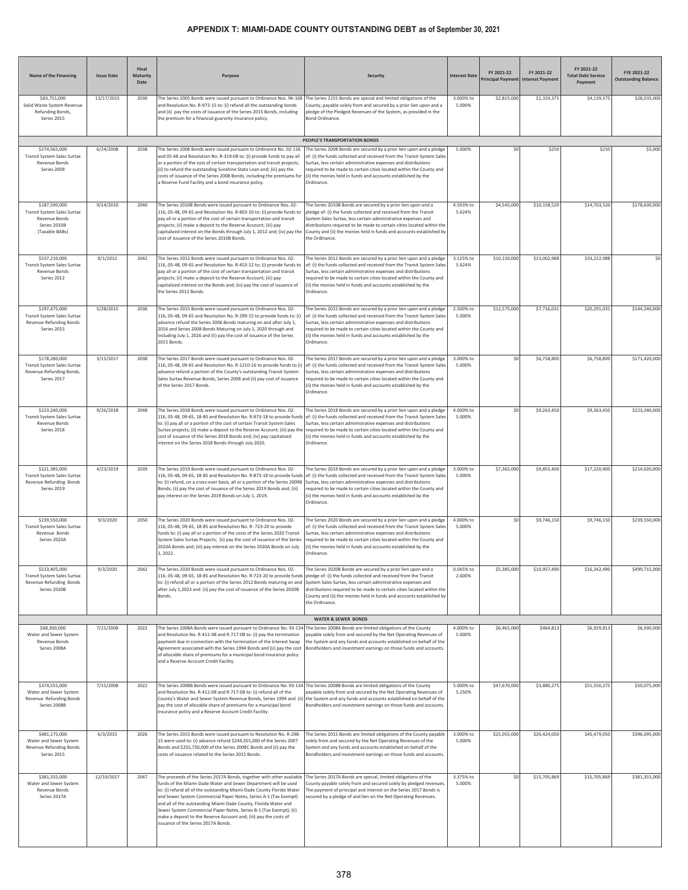# APPENDIX T: MIAMI-DADE COUNTY OUTSTANDING DEBT as of September 30, 2021

| Name of the Financing | Issue Date | Final Maturity Date | Purpose | Security | Interest Rate | FY 2021-22 Principal Payment | FY 2021-22 Interest Payment | FY 2021-22 Total Debt Service Payment | FYE 2021-22 Outstanding Balance |
|---|---|---|---|---|---|---|---|---|---|
| $83,755,000 Solid Waste System Revenue Refunding Bonds, Series 2015 | 12/17/2015 | 2030 | The Series 2005 Bonds were issued pursuant to Ordinance Nos. 96-168 and Resolution No. R-972-15 to: (i) refund all the outstanding bonds and (ii) pay the costs of issuance of the Series 2015 Bonds, including the premium for a financial guaranty insurance policy. | The Series 2155 Bonds are special and limited obligations of the County, payable solely from and secured by a prior lien upon and a pledge of the Pledged Revenues of the System, as provided in the Bond Ordinance. | 3.000% to 5.000% | $2,815,000 | $1,324,375 | $4,139,375 | $28,035,000 |
| **PEOPLE'S TRANSPORTATION BONDS** | | | | | | | | | |
| $274,565,000 Transit System Sales Surtax Revenue Bonds Series 2008 | 6/24/2008 | 2038 | The Series 2008 Bonds were issued pursuant to Ordinance No. 02-116 and 05-48 and Resolution No. R-319-08 to: (i) provide funds to pay all or a portion of the cost of certain transportation and transit projects; (ii) to refund the outstanding Sunshine State Loan and; (iii) pay the costs of issuance of the Series 2008 Bonds, including the premiums for a Reserve Fund Facility and a bond insurance policy. | The Series 2008 Bonds are secured by a prior lien upon and a pledge of: (i) the funds collected and received from the Transit System Sales Surtax, less certain administrative expenses and distributions required to be made to certain cities located within the County and (ii) the monies held in funds and accounts established by the Ordinance. | 5.000% | $0 | $250 | $250 | $5,000 |
| $187,590,000 Transit System Sales Surtax Revenue Bonds Series 2010B (Taxable BABs) | 9/14/2010 | 2040 | The Series 2010B Bonds were issued pursuant to Ordinance Nos. 02-116, 05-48, 09-65 and Resolution No. R-803-10 to: (i) provide funds to pay all or a portion of the cost of certain transportation and transit projects; (ii) make a deposit to the Reserve Account; (iii) pay capitalized interest on the Bonds through July 1, 2012 and; (iv) pay the cost of issuance of the Series 2010B Bonds. | The Series 2010B Bonds are secured by a prior lien upon and a pledge of: (i) the funds collected and received from the Transit System Sales Surtax, less certain administrative expenses and distributions required to be made to certain cities located within the County and (ii) the monies held in funds and accounts established by the Ordinance. | 4.593% to 5.624% | $4,545,000 | $10,158,520 | $14,703,520 | $178,630,000 |
| $537,210,000 Transit System Sales Surtax Revenue Bonds Series 2012 | 8/1/2012 | 2042 | The Series 2012 Bonds were issued pursuant to Ordinance Nos. 02-116, 05-48, 09-65 and Resolution No. R-453-12 to; (i) provide funds to pay all or a portion of the cost of certain transportation and transit projects; (ii) make a deposit to the Reserve Account; (iii) pay capitalized interest on the Bonds and; (iv) pay the cost of issuance of the Series 2012 Bonds. | The Series 2012 Bonds are secured by a prior lien upon and a pledge of: (i) the funds collected and received from the Transit System Sales Surtax, less certain administrative expenses and distributions required to be made to certain cities located within the County and (ii) the monies held in funds and accounts established by the Ordinance. | 3.125% to 5.624% | $10,220,000 | $23,002,988 | $33,222,988 | $0 |
| $197,475,000 Transit System Sales Surtax Revenue Refunding Bonds Series 2015 | 5/28/2015 | 2036 | The Series 2015 Bonds were issued pursuant to Ordinance Nos. 02-116, 05-48, 09-65 and Resolution No. R-299-15 to provide funds to: (i) advance refund the Series 2006 Bonds maturing on and after July 1, 2016 and Series 2008 Bonds Maturing on July 1, 2020 through and including July 1, 2026 and (ii) pay the cost of issuance of the Series 2015 Bonds. | The Series 2015 Bonds are secured by a prior lien upon and a pledge of: (i) the funds collected and received from the Transit System Sales Surtax, less certain administrative expenses and distributions required to be made to certain cities located within the County and (ii) the monies held in funds and accounts established by the Ordinance. | 2.500% to 5.000% | $12,575,000 | $7,716,031 | $20,291,031 | $144,240,000 |
| $178,280,000 Transit System Sales Surtax Revenue Refunding Bonds, Series 2017 | 3/15/2017 | 2038 | The Series 2017 Bonds were issued pursuant to Ordinance Nos. 02-116, 05-48, 09-65 and Resolution No. R-1210-16 to provide funds to (i) advance refund a portion of the County's outstanding Transit System Sales Surtax Revenue Bonds, Series 2008 and (ii) pay cost of issuance of the Series 2017 Bonds. | The Series 2017 Bonds are secured by a prior lien upon and a pledge of: (i) the funds collected and received from the Transit System Sales Surtax, less certain administrative expenses and distributions required to be made to certain cities located within the County and (ii) the monies held in funds and accounts established by the Ordinance. | 3.000% to 5.000% | $0 | $6,758,800 | $6,758,800 | $171,420,000 |
| $223,240,000 Transit System Sales Surtax Revenue Bonds Series 2018 | 9/26/2018 | 2048 | The Series 2018 Bonds were issued pursuant to Ordinance Nos. 02-116, 05-48, 09-65, 18-85 and Resolution No. R-873-18 to provide funds to: (i) pay all or a portion of the cost of certain Transit System Sales Surtax projects; (ii) make a deposit to the Reserve Account; (iii) pay the cost of issuance of the Series 2018 Bonds and; (iv) pay capitalized interest on the Series 2018 Bonds through July 2020. | The Series 2018 Bonds are secured by a prior lien upon and a pledge of: (i) the funds collected and received from the Transit System Sales Surtax, less certain administrative expenses and distributions required to be made to certain cities located within the County and (ii) the monies held in funds and accounts established by the Ordinance. | 4.000% to 5.000% | $0 | $9,263,450 | $9,263,450 | $223,240,000 |
| $221,385,000 Transit System Sales Surtax Revenue Refunding Bonds Series 2019 | 4/23/2019 | 2039 | The Series 2019 Bonds were issued pursuant to Ordinance Nos. 02-116, 05-48, 09-65, 18-85 and Resolution No. R-873-18 to provide funds to: (i) refund, on a cross-over basis, all or a portion of the Series 2009B Bonds; (ii) pay the cost of issuance of the Series 2019 Bonds and; (iii) pay interest on the Series 2019 Bonds on July 1, 2019. | The Series 2019 Bonds are secured by a prior lien upon and a pledge of: (i) the funds collected and received from the Transit System Sales Surtax, less certain administrative expenses and distributions required to be made to certain cities located within the County and (ii) the monies held in funds and accounts established by the Ordinance. | 3.000% to 5.000% | $7,365,000 | $9,855,400 | $17,220,400 | $214,020,000 |
| $239,550,000 Transit System Sales Surtax Revenue Bonds Series 2020A | 9/3/2020 | 2050 | The Series 2020 Bonds were issued pursuant to Ordinance Nos. 02-116, 05-48, 09-65, 18-85 and Resolution No. R- 723-20 to provide funds to: (i) pay all or a portion of the costs of the Series 2020 Transit System Sales Surtax Projects; (ii) pay the cost of issuance of the Series 2020A Bonds and; (iii) pay interest on the Series 2020A Bonds on July 1, 2022. | The Series 2020 Bonds are secured by a prior lien upon and a pledge of: (i) the funds collected and received from the Transit System Sales Surtax, less certain administrative expenses and distributions required to be made to certain cities located within the County and (ii) the monies held in funds and accounts established by the Ordinance. | 4.000% to 5.000% | $0 | $9,746,150 | $9,746,150 | $239,550,000 |
| $513,405,000 Transit System Sales Surtax Revenue Refunding Bonds Series 2020B | 9/3/2020 | 2042 | The Series 2020 Bonds were issued pursuant to Ordinance Nos. 02-116, 05-48, 09-65, 18-85 and Resolution No. R-723-20 to provide funds to: (i) refund all or a portion of the Series 2012 Bonds maturing on and after July 1,2023 and (ii) pay the cost of issuance of the Series 2020B Bonds. | The Series 2020B Bonds are secured by a prior lien upon and a pledge of: (i) the funds collected and received from the Transit System Sales Surtax, less certain administrative expenses and distributions required to be made to certain cities located within the County and (ii) the monies held in funds and accounts established by the Ordinance. | 0.045% to 2.600% | $5,385,000 | $10,957,490 | $16,342,490 | $499,715,000 |
| **WATER & SEWER BONDS** | | | | | | | | | |
| $68,300,000 Water and Sewer System Revenue Bonds Series 2008A | 7/15/2008 | 2022 | The Series 2008A Bonds were issued pursuant to Ordinance No. 93-134 and Resolution No. R-411-08 and R-717-08 to: (i) pay the termination payment due in connection with the termination of the Interest Swap Agreement associated with the Series 1994 Bonds and (ii) pay the cost of allocable share of premiums for a municipal bond insurance policy and a Reserve Account Credit Facility. | The Series 2008A Bonds are limited obligations of the County payable solely from and secured by the Net Operating Revenues of the System and any funds and accounts established on behalf of the Bondholders and investment earnings on those funds and accounts. | 4.000% to 5.000% | $6,465,000 | $464,813 | $6,929,813 | $6,930,000 |
| $374,555,000 Water and Sewer System Revenue Refunding Bonds Series 2008B | 7/15/2008 | 2022 | The Series 2008B Bonds were issued pursuant to Ordinance No. 93-134 and Resolution No. R-411-08 and R-717-08 to: (i) refund all of the County's Water and Sewer System Revenue Bonds, Series 1994 and (ii) pay the cost of allocable share of premiums for a municipal bond insurance policy and a Reserve Account Credit Facility. | The Series 2008B Bonds are limited obligations of the County payable solely from and secured by the Net Operating Revenues of the System and any funds and accounts established on behalf of the Bondholders and investment earnings on those funds and accounts. | 5.000% to 5.250% | $47,670,000 | $3,880,275 | $51,550,275 | $50,075,000 |
| $481,175,000 Water and Sewer System Revenue Refunding Bonds Series 2015 | 6/3/2015 | 2026 | The Series 2015 Bonds were issued pursuant to Resolution No. R-298-15 were used to: (i) advance refund $244,355,000 of the Series 2007 Bonds and $255,730,000 of the Series 2008C Bonds and (ii) pay the costs of issuance related to the Series 2015 Bonds. | The Series 2015 Bonds are limited obligations of the County payable solely from and secured by the Net Operating Revenues of the System and any funds and accounts established on behalf of the Bondholders and investment earnings on those funds and accounts. | 3.000% to 5.000% | $25,055,000 | $20,424,050 | $45,479,050 | $396,095,000 |
| $381,355,000 Water and Sewer System Revenue Bonds Series 2017A | 12/19/2017 | 2047 | The proceeds of the Series 2017A Bonds, together with other available funds of the Miami-Dade Water and Sewer Department will be used to: (i) refund all of the outstanding Miami-Dade County Florida Water and Sewer System Commercial Paper Notes, Series A-1 (Tax Exempt) and all of the outstanding Miami-Dade County, Florida Water and Sewer System Commercial Paper Notes, Series B-1 (Tax Exempt); (ii) make a deposit to the Reserve Account and; (iii) pay the costs of issuance of the Series 2017A Bonds. | The Series 2017A Bonds are special, limited obligations of the County payable solely from and secured solely by pledged revenues. The payment of principal and interest on the Series 2017 Bonds is secured by a pledge of and lien on the Net Operating Revenues. | 3.375% to 5.000% | $0 | $15,705,869 | $15,705,869 | $381,355,000 |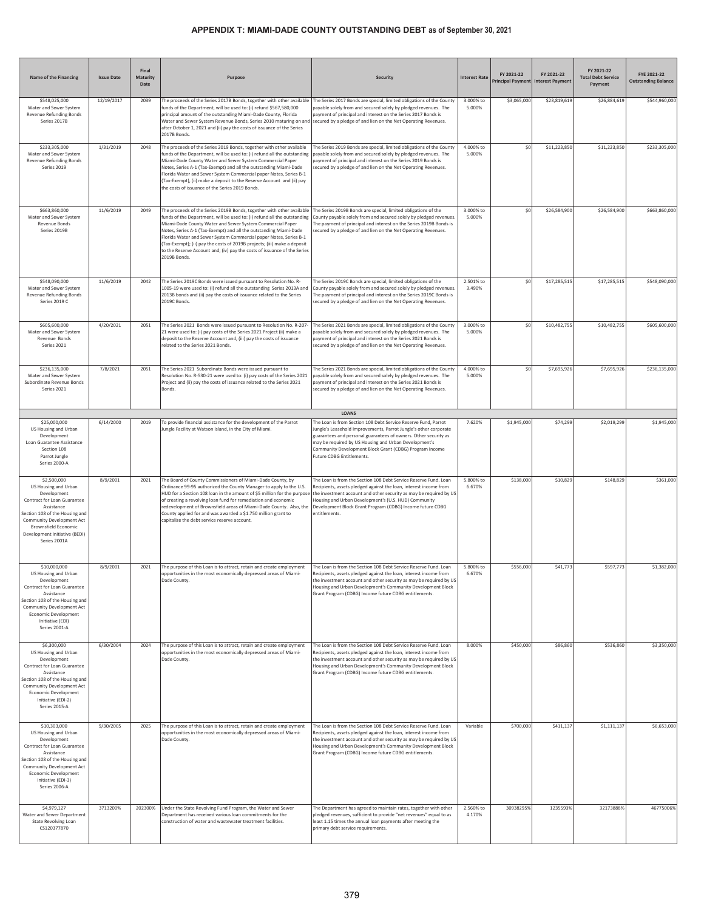# APPENDIX T: MIAMI-DADE COUNTY OUTSTANDING DEBT as of September 30, 2021

| Name of the Financing | Issue Date | Final Maturity Date | Purpose | Security | Interest Rate | FY 2021-22 Principal Payment | FY 2021-22 Interest Payment | FY 2021-22 Total Debt Service Payment | FYE 2021-22 Outstanding Balance |
|---|---|---|---|---|---|---|---|---|---|
| $548,025,000 Water and Sewer System Revenue Refunding Bonds Series 2017B | 12/19/2017 | 2039 | The proceeds of the Series 2017B Bonds, together with other available funds of the Department, will be used to: (i) refund $567,580,000 principal amount of the outstanding Miami-Dade County, Florida Water and Sewer System Revenue Bonds, Series 2010 maturing on and after October 1, 2021 and (ii) pay the costs of issuance of the Series 2017B Bonds. | The Series 2017 Bonds are special, limited obligations of the County payable solely from and secured solely by pledged revenues. The payment of principal and interest on the Series 2017 Bonds is secured by a pledge of and lien on the Net Operating Revenues. | 3.000% to 5.000% | $3,065,000 | $23,819,619 | $26,884,619 | $544,960,000 |
| $233,305,000 Water and Sewer System Revenue Refunding Bonds Series 2019 | 1/31/2019 | 2048 | The proceeds of the Series 2019 Bonds, together with other available funds of the Department, will be used to: (i) refund all the outstanding Miami-Dade County Water and Sewer System Commercial Paper Notes, Series A-1 (Tax-Exempt) and all the outstanding Miami-Dade Florida Water and Sewer System Commercial paper Notes, Series B-1 (Tax-Exempt), (ii) make a deposit to the Reserve Account and (ii) pay the costs of issuance of the Series 2019 Bonds. | The Series 2019 Bonds are special, limited obligations of the County payable solely from and secured solely by pledged revenues. The payment of principal and interest on the Series 2019 Bonds is secured by a pledge of and lien on the Net Operating Revenues. | 4.000% to 5.000% | $0 | $11,223,850 | $11,223,850 | $233,305,000 |
| $663,860,000 Water and Sewer System Revenue Bonds Series 2019B | 11/6/2019 | 2049 | The proceeds of the Series 2019B Bonds, together with other available funds of the Department, will be used to: (i) refund all the outstanding Miami-Dade County Water and Sewer System Commercial Paper Notes, Series A-1 (Tax-Exempt) and all the outstanding Miami-Dade Florida Water and Sewer System Commercial paper Notes, Series B-1 (Tax-Exempt); (ii) pay the costs of 2019B projects; (iii) make a deposit to the Reserve Account and; (iv) pay the costs of issuance of the Series 2019B Bonds. | The Series 2019B Bonds are special, limited obligations of the County payable solely from and secured solely by pledged revenues. The payment of principal and interest on the Series 2019B Bonds is secured by a pledge of and lien on the Net Operating Revenues. | 3.000% to 5.000% | $0 | $26,584,900 | $26,584,900 | $663,860,000 |
| $548,090,000 Water and Sewer System Revenue Refunding Bonds Series 2019 C | 11/6/2019 | 2042 | The Series 2019C Bonds were issued pursuant to Resolution No. R-1005-19 were used to: (i) refund all the outstanding Series 2013A and 2013B bonds and (ii) pay the costs of issuance related to the Series 2019C Bonds. | The Series 2019C Bonds are special, limited obligations of the County payable solely from and secured solely by pledged revenues. The payment of principal and interest on the Series 2019C Bonds is secured by a pledge of and lien on the Net Operating Revenues. | 2.501% to 3.490% | $0 | $17,285,515 | $17,285,515 | $548,090,000 |
| $605,600,000 Water and Sewer System Revenue Bonds Series 2021 | 4/20/2021 | 2051 | The Series 2021 Bonds were issued pursuant to Resolution No. R-207-21 were used to: (i) pay costs of the Series 2021 Project (ii) make a deposit to the Reserve Account and, (iii) pay the costs of issuance related to the Series 2021 Bonds. | The Series 2021 Bonds are special, limited obligations of the County payable solely from and secured solely by pledged revenues. The payment of principal and interest on the Series 2021 Bonds is secured by a pledge of and lien on the Net Operating Revenues. | 3.000% to 5.000% | $0 | $10,482,755 | $10,482,755 | $605,600,000 |
| $236,135,000 Water and Sewer System Subordinate Revenue Bonds Series 2021 | 7/8/2021 | 2051 | The Series 2021 Subordinate Bonds were issued pursuant to Resolution No. R-530-21 were used to: (i) pay cost of the Series 2021 Project and (ii) pay the costs of issuance related to the Series 2021 Bonds. | The Series 2021 Bonds are special, limited obligations of the County payable solely from and secured solely by pledged revenues. The payment of principal and interest on the Series 2021 Bonds is secured by a pledge of and lien on the Net Operating Revenues. | 4.000% to 5.000% | $0 | $7,695,926 | $7,695,926 | $236,135,000 |
| **LOANS** | | | | | | | | | |
| $25,000,000 US Housing and Urban Development Loan Guarantee Assistance Section 108 Parrot Jungle Series 2000-A | 6/14/2000 | 2019 | To provide financial assistance for the development of the Parrot Jungle Facility at Watson Island, in the City of Miami. | The Loan is from Section 108 Debt Service Reserve Fund, Parrot Jungle's Leasehold Improvements, Parrot Jungle's other corporate guarantees and personal guarantees of owners. Other security as may be required by US Housing and Urban Development's Community Development Block Grant (CDBG) Program Income Future CDBG Entitlements. | 7.620% | $1,945,000 | $74,299 | $2,019,299 | $1,945,000 |
| $2,500,000 US Housing and Urban Development Contract for Loan Guarantee Assistance Section 108 of the Housing and Community Development Act Brownsfield Economic Development Initiative (BEDI) Series 2001A | 8/9/2001 | 2021 | The Board of County Commissioners of Miami-Dade County, by Ordinance 99-95 authorized the County Manager to apply to the U.S. HUD for a Section 108 loan in the amount of $5 million for the purpose of creating a revolving loan fund for remediation and economic redevelopment of Brownsfield areas of Miami-Dade County. Also, the County applied for and was awarded a $1.750 million grant to capitalize the debt service reserve account. | The Loan is from the Section 108 Debt Service Reserve Fund. Loan Recipients, assets pledged against the loan, interest income from the investment account and other security as may be required by US Housing and Urban Development's (U.S. HUD) Community Development Block Grant Program (CDBG) Income future CDBG entitlements. | 5.800% to 6.670% | $138,000 | $10,829 | $148,829 | $361,000 |
| $10,000,000 US Housing and Urban Development Contract for Loan Guarantee Assistance Section 108 of the Housing and Community Development Act Economic Development Initiative (EDI) Series 2001-A | 8/9/2001 | 2021 | The purpose of this Loan is to attract, retain and create employment opportunities in the most economically depressed areas of Miami-Dade County. | The Loan is from the Section 108 Debt Service Reserve Fund. Loan Recipients, assets pledged against the loan, interest income from the investment account and other security as may be required by US Housing and Urban Development's Community Development Block Grant Program (CDBG) Income future CDBG entitlements. | 5.800% to 6.670% | $556,000 | $41,773 | $597,773 | $1,382,000 |
| $6,300,000 US Housing and Urban Development Contract for Loan Guarantee Assistance Section 108 of the Housing and Community Development Act Economic Development Initiative (EDI-2) Series 2015-A | 6/30/2004 | 2024 | The purpose of this Loan is to attract, retain and create employment opportunities in the most economically depressed areas of Miami-Dade County. | The Loan is from the Section 108 Debt Service Reserve Fund. Loan Recipients, assets pledged against the loan, interest income from the investment account and other security as may be required by US Housing and Urban Development's Community Development Block Grant Program (CDBG) Income future CDBG entitlements. | 8.000% | $450,000 | $86,860 | $536,860 | $3,350,000 |
| $10,303,000 US Housing and Urban Development Contract for Loan Guarantee Assistance Section 108 of the Housing and Community Development Act Economic Development Initiative (EDI-3) Series 2006-A | 9/30/2005 | 2025 | The purpose of this Loan is to attract, retain and create employment opportunities in the most economically depressed areas of Miami-Dade County. | The Loan is from the Section 108 Debt Service Reserve Fund. Loan Recipients, assets pledged against the loan, interest income from the investment account and other security as may be required by US Housing and Urban Development's Community Development Block Grant Program (CDBG) Income future CDBG entitlements. | Variable | $700,000 | $411,137 | $1,111,137 | $6,653,000 |
| $4,979,127 Water and Sewer Department State Revolving Loan CS120377870 | 3713200% | 202300% | Under the State Revolving Fund Program, the Water and Sewer Department has received various loan commitments for the construction of water and wastewater treatment facilities. | The Department has agreed to maintain rates, together with other pledged revenues, sufficient to provide "net revenues" equal to as least 1.15 times the annual loan payments after meeting the primary debt service requirements. | 2.560% to 4.170% | 30938295% | 1235593% | 32173888% | 46775006% |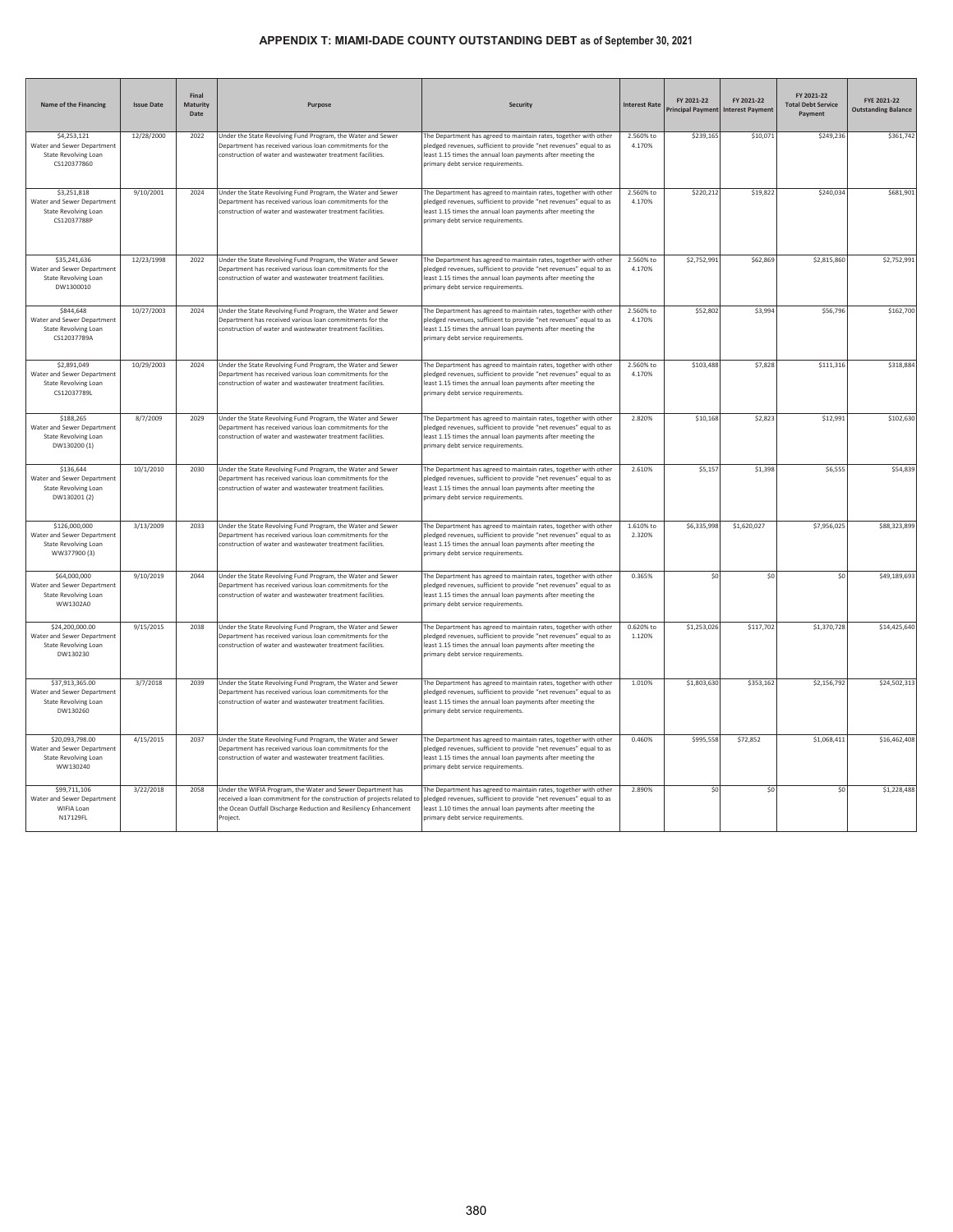# APPENDIX T: MIAMI-DADE COUNTY OUTSTANDING DEBT as of September 30, 2021

| Name of the Financing | Issue Date | Final Maturity Date | Purpose | Security | Interest Rate | FY 2021-22 Principal Payment | FY 2021-22 Interest Payment | FY 2021-22 Total Debt Service Payment | FYE 2021-22 Outstanding Balance |
|---|---|---|---|---|---|---|---|---|---|
| $4,253,121 Water and Sewer Department State Revolving Loan CS120377860 | 12/28/2000 | 2022 | Under the State Revolving Fund Program, the Water and Sewer Department has received various loan commitments for the construction of water and wastewater treatment facilities. | The Department has agreed to maintain rates, together with other pledged revenues, sufficient to provide "net revenues" equal to as least 1.15 times the annual loan payments after meeting the primary debt service requirements. | 2.560% to 4.170% | $239,165 | $10,071 | $249,236 | $361,742 |
| $3,251,818 Water and Sewer Department State Revolving Loan CS12037788P | 9/10/2001 | 2024 | Under the State Revolving Fund Program, the Water and Sewer Department has received various loan commitments for the construction of water and wastewater treatment facilities. | The Department has agreed to maintain rates, together with other pledged revenues, sufficient to provide "net revenues" equal to as least 1.15 times the annual loan payments after meeting the primary debt service requirements. | 2.560% to 4.170% | $220,212 | $19,822 | $240,034 | $681,901 |
| $35,241,636 Water and Sewer Department State Revolving Loan DW1300010 | 12/23/1998 | 2022 | Under the State Revolving Fund Program, the Water and Sewer Department has received various loan commitments for the construction of water and wastewater treatment facilities. | The Department has agreed to maintain rates, together with other pledged revenues, sufficient to provide "net revenues" equal to as least 1.15 times the annual loan payments after meeting the primary debt service requirements. | 2.560% to 4.170% | $2,752,991 | $62,869 | $2,815,860 | $2,752,991 |
| $844,648 Water and Sewer Department State Revolving Loan CS12037789A | 10/27/2003 | 2024 | Under the State Revolving Fund Program, the Water and Sewer Department has received various loan commitments for the construction of water and wastewater treatment facilities. | The Department has agreed to maintain rates, together with other pledged revenues, sufficient to provide "net revenues" equal to as least 1.15 times the annual loan payments after meeting the primary debt service requirements. | 2.560% to 4.170% | $52,802 | $3,994 | $56,796 | $162,700 |
| $2,891,049 Water and Sewer Department State Revolving Loan CS12037789L | 10/29/2003 | 2024 | Under the State Revolving Fund Program, the Water and Sewer Department has received various loan commitments for the construction of water and wastewater treatment facilities. | The Department has agreed to maintain rates, together with other pledged revenues, sufficient to provide "net revenues" equal to as least 1.15 times the annual loan payments after meeting the primary debt service requirements. | 2.560% to 4.170% | $103,488 | $7,828 | $111,316 | $318,884 |
| $188,265 Water and Sewer Department State Revolving Loan DW130200 (1) | 8/7/2009 | 2029 | Under the State Revolving Fund Program, the Water and Sewer Department has received various loan commitments for the construction of water and wastewater treatment facilities. | The Department has agreed to maintain rates, together with other pledged revenues, sufficient to provide "net revenues" equal to as least 1.15 times the annual loan payments after meeting the primary debt service requirements. | 2.820% | $10,168 | $2,823 | $12,991 | $102,630 |
| $136,644 Water and Sewer Department State Revolving Loan DW130201 (2) | 10/1/2010 | 2030 | Under the State Revolving Fund Program, the Water and Sewer Department has received various loan commitments for the construction of water and wastewater treatment facilities. | The Department has agreed to maintain rates, together with other pledged revenues, sufficient to provide "net revenues" equal to as least 1.15 times the annual loan payments after meeting the primary debt service requirements. | 2.610% | $5,157 | $1,398 | $6,555 | $54,839 |
| $126,000,000 Water and Sewer Department State Revolving Loan WW377900 (3) | 3/13/2009 | 2033 | Under the State Revolving Fund Program, the Water and Sewer Department has received various loan commitments for the construction of water and wastewater treatment facilities. | The Department has agreed to maintain rates, together with other pledged revenues, sufficient to provide "net revenues" equal to as least 1.15 times the annual loan payments after meeting the primary debt service requirements. | 1.610% to 2.320% | $6,335,998 | $1,620,027 | $7,956,025 | $88,323,899 |
| $64,000,000 Water and Sewer Department State Revolving Loan WW1302A0 | 9/10/2019 | 2044 | Under the State Revolving Fund Program, the Water and Sewer Department has received various loan commitments for the construction of water and wastewater treatment facilities. | The Department has agreed to maintain rates, together with other pledged revenues, sufficient to provide "net revenues" equal to as least 1.15 times the annual loan payments after meeting the primary debt service requirements. | 0.365% | $0 | $0 | $0 | $49,189,693 |
| $24,200,000.00 Water and Sewer Department State Revolving Loan DW130230 | 9/15/2015 | 2038 | Under the State Revolving Fund Program, the Water and Sewer Department has received various loan commitments for the construction of water and wastewater treatment facilities. | The Department has agreed to maintain rates, together with other pledged revenues, sufficient to provide "net revenues" equal to as least 1.15 times the annual loan payments after meeting the primary debt service requirements. | 0.620% to 1.120% | $1,253,026 | $117,702 | $1,370,728 | $14,425,640 |
| $37,913,365.00 Water and Sewer Department State Revolving Loan DW130260 | 3/7/2018 | 2039 | Under the State Revolving Fund Program, the Water and Sewer Department has received various loan commitments for the construction of water and wastewater treatment facilities. | The Department has agreed to maintain rates, together with other pledged revenues, sufficient to provide "net revenues" equal to as least 1.15 times the annual loan payments after meeting the primary debt service requirements. | 1.010% | $1,803,630 | $353,162 | $2,156,792 | $24,502,313 |
| $20,093,798.00 Water and Sewer Department State Revolving Loan WW130240 | 4/15/2015 | 2037 | Under the State Revolving Fund Program, the Water and Sewer Department has received various loan commitments for the construction of water and wastewater treatment facilities. | The Department has agreed to maintain rates, together with other pledged revenues, sufficient to provide "net revenues" equal to as least 1.15 times the annual loan payments after meeting the primary debt service requirements. | 0.460% | $995,558 | $72,852 | $1,068,411 | $16,462,408 |
| $99,711,106 Water and Sewer Department WIFIA Loan N17129FL | 3/22/2018 | 2058 | Under the WIFIA Program, the Water and Sewer Department has received a loan commitment for the construction of projects related to the Ocean Outfall Discharge Reduction and Resiliency Enhancement Project. | The Department has agreed to maintain rates, together with other pledged revenues, sufficient to provide "net revenues" equal to as least 1.10 times the annual loan payments after meeting the primary debt service requirements. | 2.890% | $0 | $0 | $0 | $1,228,488 |